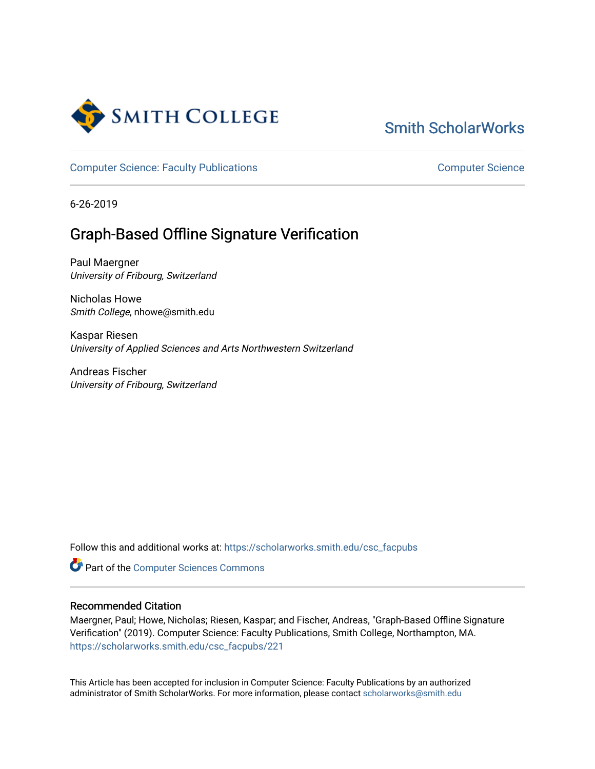Smith ScholarWorks

Computer Science: Faculty Publications

Computer Science

6-26-2019

# Graph-Based Offline Signature Verification

Paul Maergner
*University of Fribourg, Switzerland*

Nicholas Howe
*Smith College*, nhowe@smith.edu

Kaspar Riesen
*University of Applied Sciences and Arts Northwestern Switzerland*

Andreas Fischer
*University of Fribourg, Switzerland*

Follow this and additional works at: https://scholarworks.smith.edu/csc_facpubs

Part of the Computer Sciences Commons

## Recommended Citation

Maergner, Paul; Howe, Nicholas; Riesen, Kaspar; and Fischer, Andreas, "Graph-Based Offline Signature Verification" (2019). Computer Science: Faculty Publications, Smith College, Northampton, MA.
https://scholarworks.smith.edu/csc_facpubs/221

This Article has been accepted for inclusion in Computer Science: Faculty Publications by an authorized administrator of Smith ScholarWorks. For more information, please contact scholarworks@smith.edu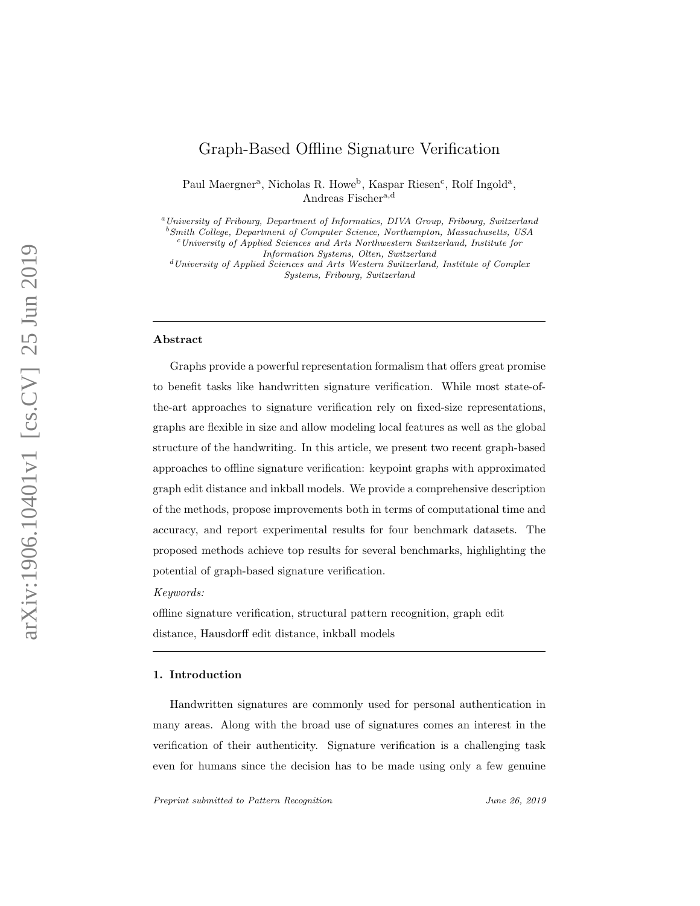# Graph-Based Offline Signature Verification

Paul Maergner[a], Nicholas R. Howe[b], Kaspar Riesen[c], Rolf Ingold[a], Andreas Fischer[a,d]

[a] *University of Fribourg, Department of Informatics, DIVA Group, Fribourg, Switzerland*
[b] *Smith College, Department of Computer Science, Northampton, Massachusetts, USA*
[c] *University of Applied Sciences and Arts Northwestern Switzerland, Institute for Information Systems, Olten, Switzerland*
[d] *University of Applied Sciences and Arts Western Switzerland, Institute of Complex Systems, Fribourg, Switzerland*

---

### Abstract

Graphs provide a powerful representation formalism that offers great promise to benefit tasks like handwritten signature verification. While most state-of-the-art approaches to signature verification rely on fixed-size representations, graphs are flexible in size and allow modeling local features as well as the global structure of the handwriting. In this article, we present two recent graph-based approaches to offline signature verification: keypoint graphs with approximated graph edit distance and inkball models. We provide a comprehensive description of the methods, propose improvements both in terms of computational time and accuracy, and report experimental results for four benchmark datasets. The proposed methods achieve top results for several benchmarks, highlighting the potential of graph-based signature verification.

*Keywords:*
offline signature verification, structural pattern recognition, graph edit distance, Hausdorff edit distance, inkball models

---

### 1. Introduction

Handwritten signatures are commonly used for personal authentication in many areas. Along with the broad use of signatures comes an interest in the verification of their authenticity. Signature verification is a challenging task even for humans since the decision has to be made using only a few genuine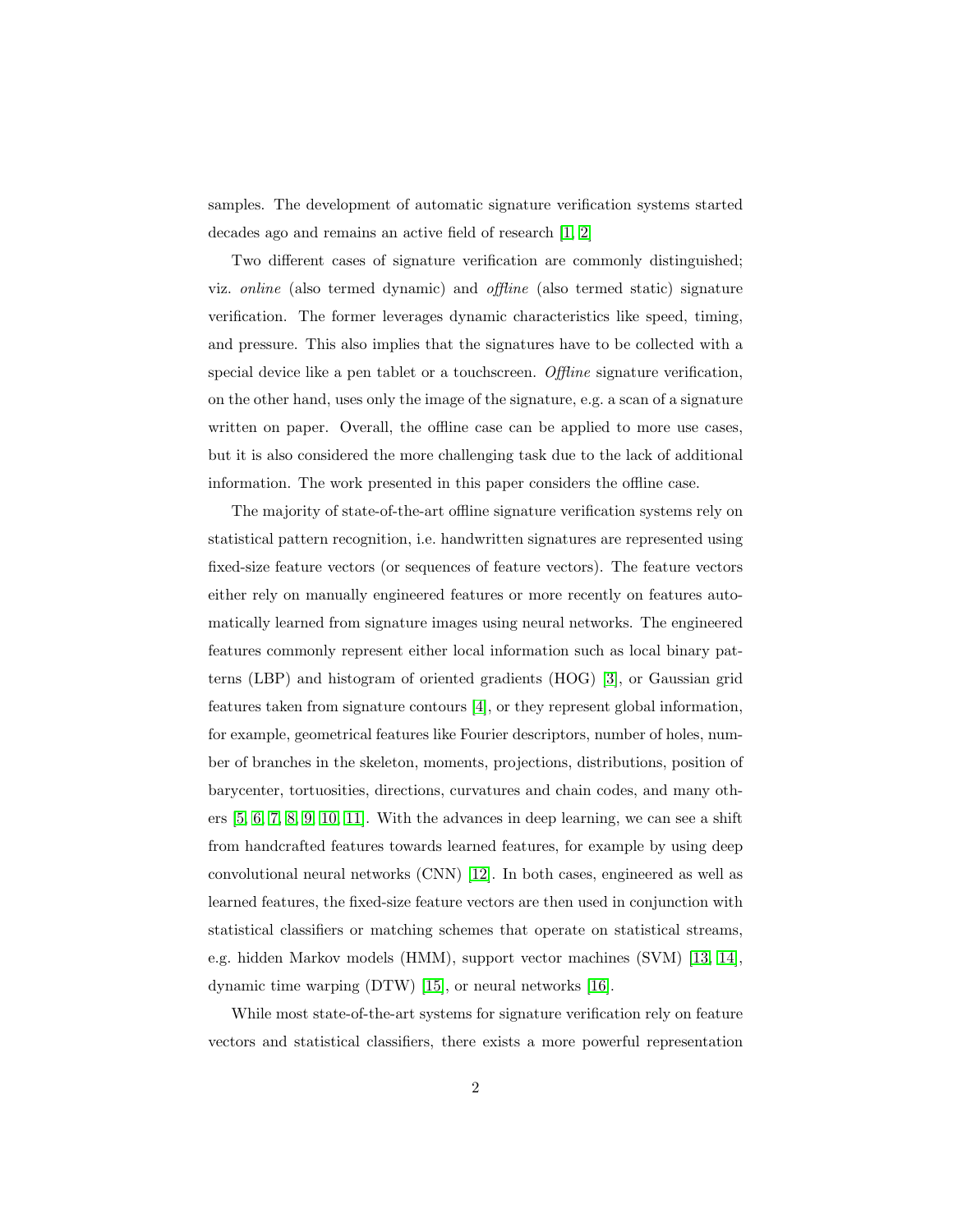samples. The development of automatic signature verification systems started decades ago and remains an active field of research [1, 2]

Two different cases of signature verification are commonly distinguished; viz. *online* (also termed dynamic) and *offline* (also termed static) signature verification. The former leverages dynamic characteristics like speed, timing, and pressure. This also implies that the signatures have to be collected with a special device like a pen tablet or a touchscreen. *Offline* signature verification, on the other hand, uses only the image of the signature, e.g. a scan of a signature written on paper. Overall, the offline case can be applied to more use cases, but it is also considered the more challenging task due to the lack of additional information. The work presented in this paper considers the offline case.

The majority of state-of-the-art offline signature verification systems rely on statistical pattern recognition, i.e. handwritten signatures are represented using fixed-size feature vectors (or sequences of feature vectors). The feature vectors either rely on manually engineered features or more recently on features automatically learned from signature images using neural networks. The engineered features commonly represent either local information such as local binary patterns (LBP) and histogram of oriented gradients (HOG) [3], or Gaussian grid features taken from signature contours [4], or they represent global information, for example, geometrical features like Fourier descriptors, number of holes, number of branches in the skeleton, moments, projections, distributions, position of barycenter, tortuosities, directions, curvatures and chain codes, and many others [5, 6, 7, 8, 9, 10, 11]. With the advances in deep learning, we can see a shift from handcrafted features towards learned features, for example by using deep convolutional neural networks (CNN) [12]. In both cases, engineered as well as learned features, the fixed-size feature vectors are then used in conjunction with statistical classifiers or matching schemes that operate on statistical streams, e.g. hidden Markov models (HMM), support vector machines (SVM) [13, 14], dynamic time warping (DTW) [15], or neural networks [16].

While most state-of-the-art systems for signature verification rely on feature vectors and statistical classifiers, there exists a more powerful representation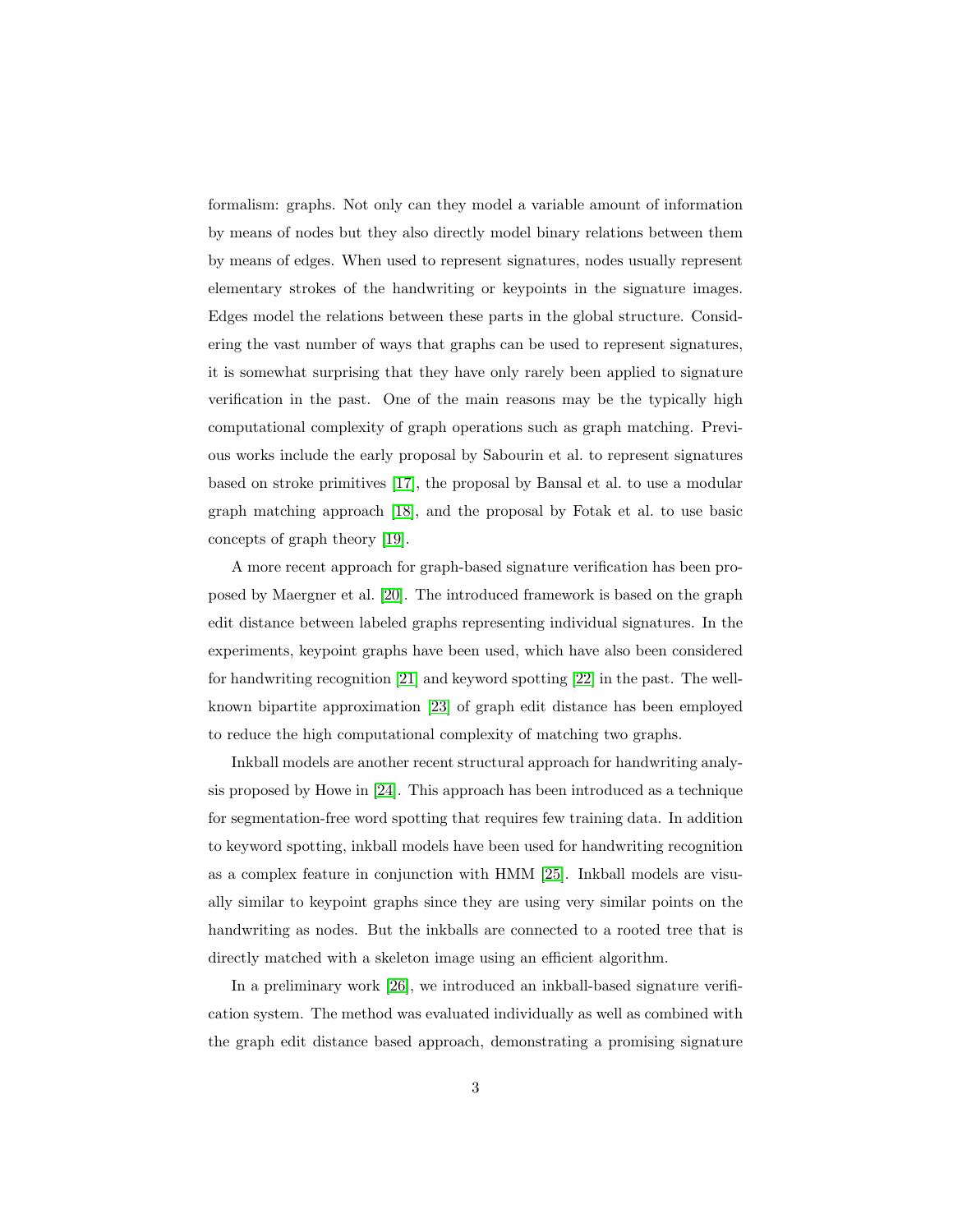formalism: graphs. Not only can they model a variable amount of information by means of nodes but they also directly model binary relations between them by means of edges. When used to represent signatures, nodes usually represent elementary strokes of the handwriting or keypoints in the signature images. Edges model the relations between these parts in the global structure. Considering the vast number of ways that graphs can be used to represent signatures, it is somewhat surprising that they have only rarely been applied to signature verification in the past. One of the main reasons may be the typically high computational complexity of graph operations such as graph matching. Previous works include the early proposal by Sabourin et al. to represent signatures based on stroke primitives [17], the proposal by Bansal et al. to use a modular graph matching approach [18], and the proposal by Fotak et al. to use basic concepts of graph theory [19].

A more recent approach for graph-based signature verification has been proposed by Maergner et al. [20]. The introduced framework is based on the graph edit distance between labeled graphs representing individual signatures. In the experiments, keypoint graphs have been used, which have also been considered for handwriting recognition [21] and keyword spotting [22] in the past. The well-known bipartite approximation [23] of graph edit distance has been employed to reduce the high computational complexity of matching two graphs.

Inkball models are another recent structural approach for handwriting analysis proposed by Howe in [24]. This approach has been introduced as a technique for segmentation-free word spotting that requires few training data. In addition to keyword spotting, inkball models have been used for handwriting recognition as a complex feature in conjunction with HMM [25]. Inkball models are visually similar to keypoint graphs since they are using very similar points on the handwriting as nodes. But the inkballs are connected to a rooted tree that is directly matched with a skeleton image using an efficient algorithm.

In a preliminary work [26], we introduced an inkball-based signature verification system. The method was evaluated individually as well as combined with the graph edit distance based approach, demonstrating a promising signature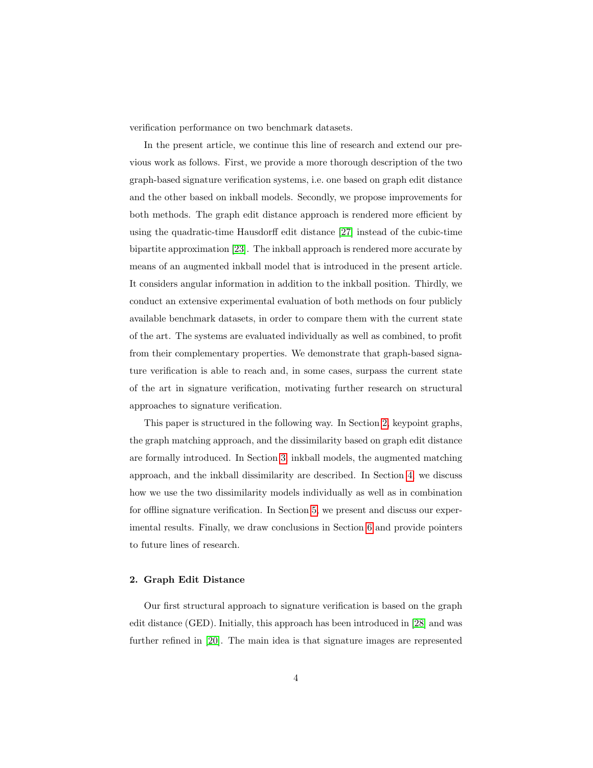verification performance on two benchmark datasets.

In the present article, we continue this line of research and extend our previous work as follows. First, we provide a more thorough description of the two graph-based signature verification systems, i.e. one based on graph edit distance and the other based on inkball models. Secondly, we propose improvements for both methods. The graph edit distance approach is rendered more efficient by using the quadratic-time Hausdorff edit distance [27] instead of the cubic-time bipartite approximation [23]. The inkball approach is rendered more accurate by means of an augmented inkball model that is introduced in the present article. It considers angular information in addition to the inkball position. Thirdly, we conduct an extensive experimental evaluation of both methods on four publicly available benchmark datasets, in order to compare them with the current state of the art. The systems are evaluated individually as well as combined, to profit from their complementary properties. We demonstrate that graph-based signature verification is able to reach and, in some cases, surpass the current state of the art in signature verification, motivating further research on structural approaches to signature verification.

This paper is structured in the following way. In Section 2, keypoint graphs, the graph matching approach, and the dissimilarity based on graph edit distance are formally introduced. In Section 3, inkball models, the augmented matching approach, and the inkball dissimilarity are described. In Section 4, we discuss how we use the two dissimilarity models individually as well as in combination for offline signature verification. In Section 5, we present and discuss our experimental results. Finally, we draw conclusions in Section 6 and provide pointers to future lines of research.

## 2. Graph Edit Distance

Our first structural approach to signature verification is based on the graph edit distance (GED). Initially, this approach has been introduced in [28] and was further refined in [20]. The main idea is that signature images are represented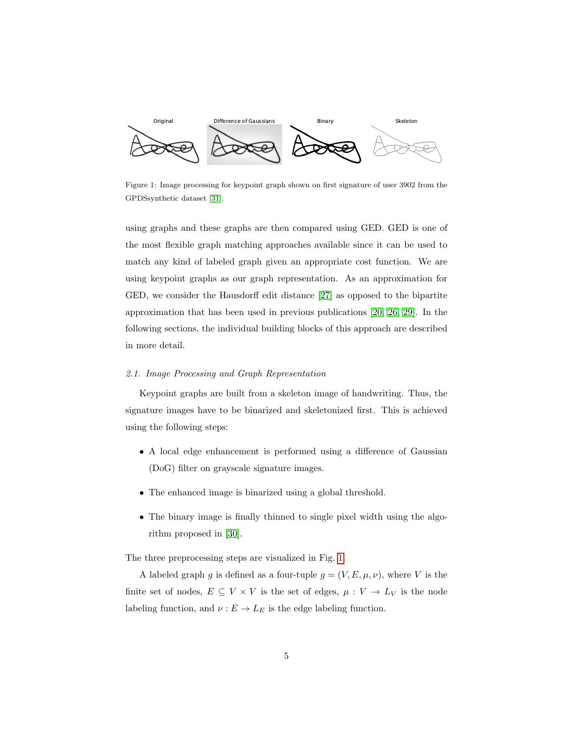Original Difference of Gaussians Binary Skeleton

Figure 1: Image processing for keypoint graph shown on first signature of user 3902 from the GPDSsynthetic dataset [31].

using graphs and these graphs are then compared using GED. GED is one of the most flexible graph matching approaches available since it can be used to match any kind of labeled graph given an appropriate cost function. We are using keypoint graphs as our graph representation. As an approximation for GED, we consider the Hausdorff edit distance [27] as opposed to the bipartite approximation that has been used in previous publications [20, 26, 29]. In the following sections, the individual building blocks of this approach are described in more detail.

### *2.1. Image Processing and Graph Representation*

Keypoint graphs are built from a skeleton image of handwriting. Thus, the signature images have to be binarized and skeletonized first. This is achieved using the following steps:

- A local edge enhancement is performed using a difference of Gaussian (DoG) filter on grayscale signature images.
- The enhanced image is binarized using a global threshold.
- The binary image is finally thinned to single pixel width using the algorithm proposed in [30].

The three preprocessing steps are visualized in Fig. 1.

A labeled graph $g$ is defined as a four-tuple $g = (V, E, \mu, \nu)$, where $V$ is the finite set of nodes, $E \subseteq V \times V$ is the set of edges, $\mu : V \rightarrow L_V$ is the node labeling function, and $\nu : E \rightarrow L_E$ is the edge labeling function.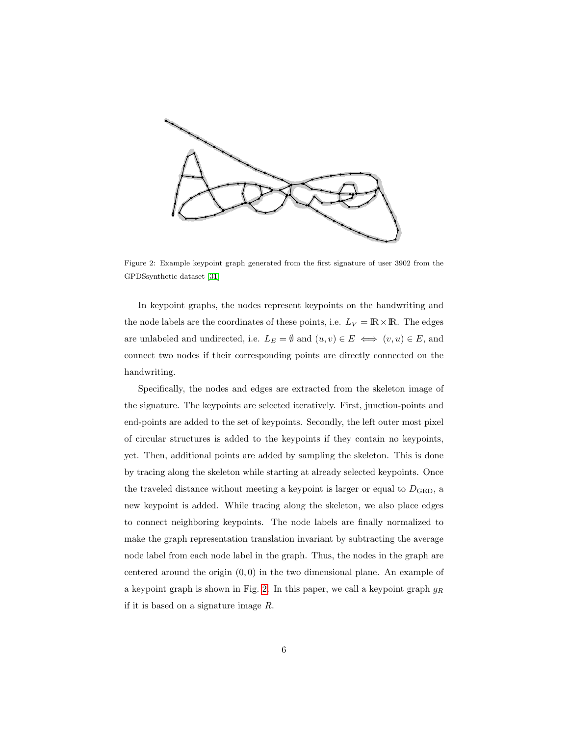Figure 2: Example keypoint graph generated from the first signature of user 3902 from the GPDSsynthetic dataset [31]

In keypoint graphs, the nodes represent keypoints on the handwriting and the node labels are the coordinates of these points, i.e. $L_V = \mathbb{R} \times \mathbb{R}$. The edges are unlabeled and undirected, i.e. $L_E = \emptyset$ and $(u, v) \in E \iff (v, u) \in E$, and connect two nodes if their corresponding points are directly connected on the handwriting.

Specifically, the nodes and edges are extracted from the skeleton image of the signature. The keypoints are selected iteratively. First, junction-points and end-points are added to the set of keypoints. Secondly, the left outer most pixel of circular structures is added to the keypoints if they contain no keypoints, yet. Then, additional points are added by sampling the skeleton. This is done by tracing along the skeleton while starting at already selected keypoints. Once the traveled distance without meeting a keypoint is larger or equal to $D_{\text{GED}}$, a new keypoint is added. While tracing along the skeleton, we also place edges to connect neighboring keypoints. The node labels are finally normalized to make the graph representation translation invariant by subtracting the average node label from each node label in the graph. Thus, the nodes in the graph are centered around the origin $(0, 0)$ in the two dimensional plane. An example of a keypoint graph is shown in Fig. 2. In this paper, we call a keypoint graph $g_R$ if it is based on a signature image $R$.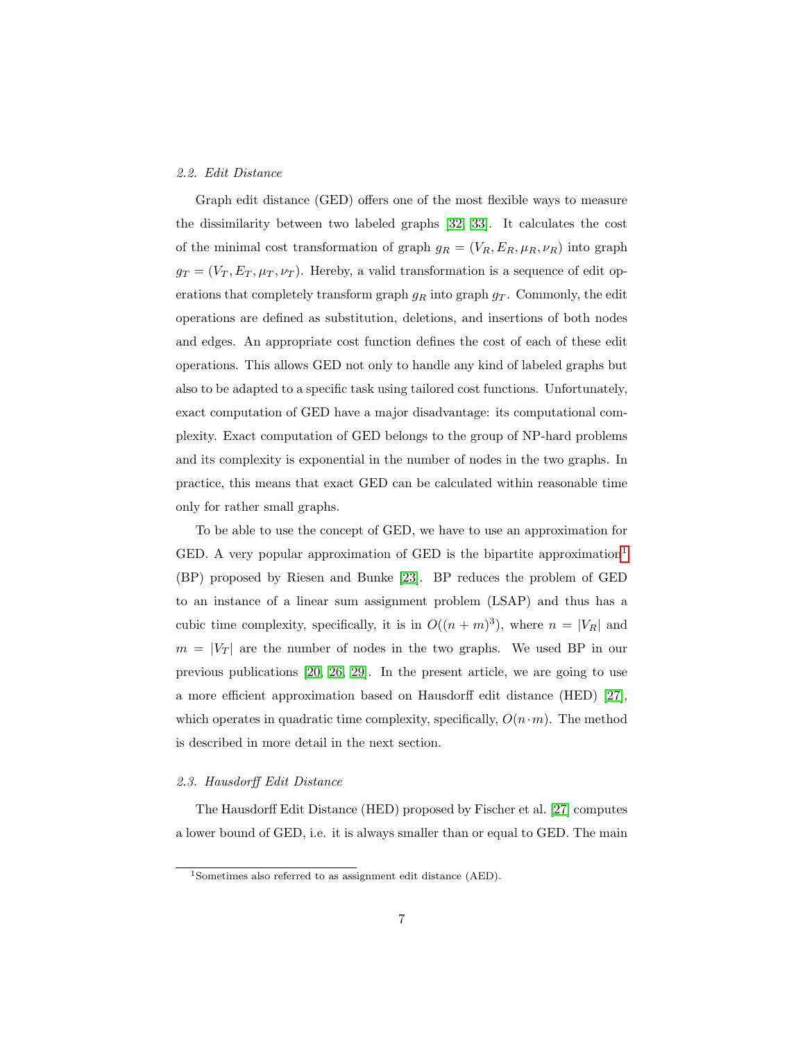### 2.2. Edit Distance

Graph edit distance (GED) offers one of the most flexible ways to measure the dissimilarity between two labeled graphs [32, 33]. It calculates the cost of the minimal cost transformation of graph $g_R = (V_R, E_R, \mu_R, \nu_R)$ into graph $g_T = (V_T, E_T, \mu_T, \nu_T)$. Hereby, a valid transformation is a sequence of edit operations that completely transform graph $g_R$ into graph $g_T$. Commonly, the edit operations are defined as substitution, deletions, and insertions of both nodes and edges. An appropriate cost function defines the cost of each of these edit operations. This allows GED not only to handle any kind of labeled graphs but also to be adapted to a specific task using tailored cost functions. Unfortunately, exact computation of GED have a major disadvantage: its computational complexity. Exact computation of GED belongs to the group of NP-hard problems and its complexity is exponential in the number of nodes in the two graphs. In practice, this means that exact GED can be calculated within reasonable time only for rather small graphs.

To be able to use the concept of GED, we have to use an approximation for GED. A very popular approximation of GED is the bipartite approximation[1] (BP) proposed by Riesen and Bunke [23]. BP reduces the problem of GED to an instance of a linear sum assignment problem (LSAP) and thus has a cubic time complexity, specifically, it is in $O((n+m)^3)$, where $n = |V_R|$ and $m = |V_T|$ are the number of nodes in the two graphs. We used BP in our previous publications [20, 26, 29]. In the present article, we are going to use a more efficient approximation based on Hausdorff edit distance (HED) [27], which operates in quadratic time complexity, specifically, $O(n \cdot m)$. The method is described in more detail in the next section.

### 2.3. Hausdorff Edit Distance

The Hausdorff Edit Distance (HED) proposed by Fischer et al. [27] computes a lower bound of GED, i.e. it is always smaller than or equal to GED. The main

[1] Sometimes also referred to as assignment edit distance (AED).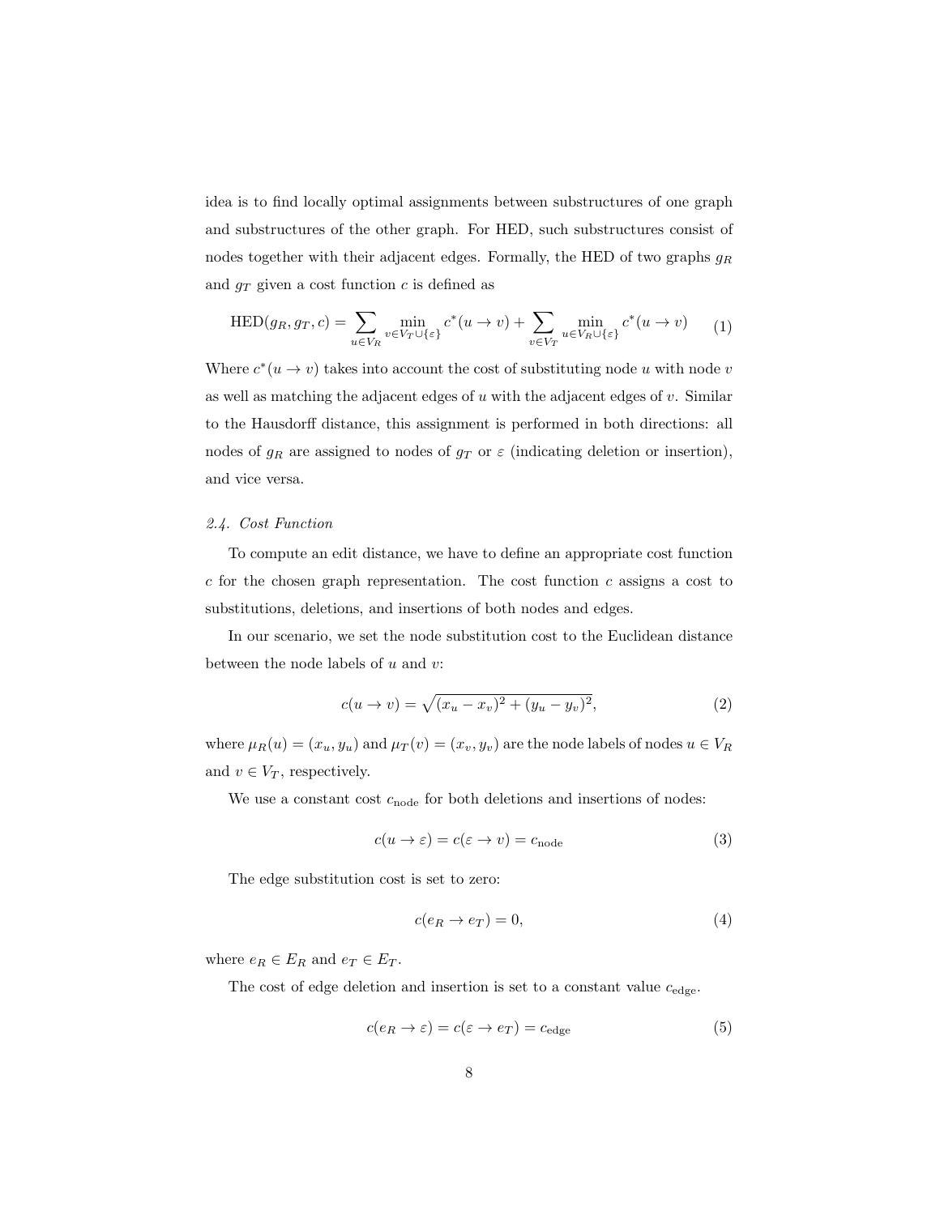idea is to find locally optimal assignments between substructures of one graph and substructures of the other graph. For HED, such substructures consist of nodes together with their adjacent edges. Formally, the HED of two graphs $g_R$ and $g_T$ given a cost function $c$ is defined as

$$\text{HED}(g_R, g_T, c) = \sum_{u \in V_R} \min_{v \in V_T \cup \{\varepsilon\}} c^*(u \to v) + \sum_{v \in V_T} \min_{u \in V_R \cup \{\varepsilon\}} c^*(u \to v) \tag{1}$$

Where $c^*(u \to v)$ takes into account the cost of substituting node $u$ with node $v$ as well as matching the adjacent edges of $u$ with the adjacent edges of $v$. Similar to the Hausdorff distance, this assignment is performed in both directions: all nodes of $g_R$ are assigned to nodes of $g_T$ or $\varepsilon$ (indicating deletion or insertion), and vice versa.

### *2.4. Cost Function*

To compute an edit distance, we have to define an appropriate cost function $c$ for the chosen graph representation. The cost function $c$ assigns a cost to substitutions, deletions, and insertions of both nodes and edges.

In our scenario, we set the node substitution cost to the Euclidean distance between the node labels of $u$ and $v$:

$$c(u \to v) = \sqrt{(x_u - x_v)^2 + (y_u - y_v)^2}, \tag{2}$$

where $\mu_R(u) = (x_u, y_u)$ and $\mu_T(v) = (x_v, y_v)$ are the node labels of nodes $u \in V_R$ and $v \in V_T$, respectively.

We use a constant cost $c_{\text{node}}$ for both deletions and insertions of nodes:

$$c(u \to \varepsilon) = c(\varepsilon \to v) = c_{\text{node}} \tag{3}$$

The edge substitution cost is set to zero:

$$c(e_R \to e_T) = 0, \tag{4}$$

where $e_R \in E_R$ and $e_T \in E_T$.

The cost of edge deletion and insertion is set to a constant value $c_{\text{edge}}$.

$$c(e_R \to \varepsilon) = c(\varepsilon \to e_T) = c_{\text{edge}} \tag{5}$$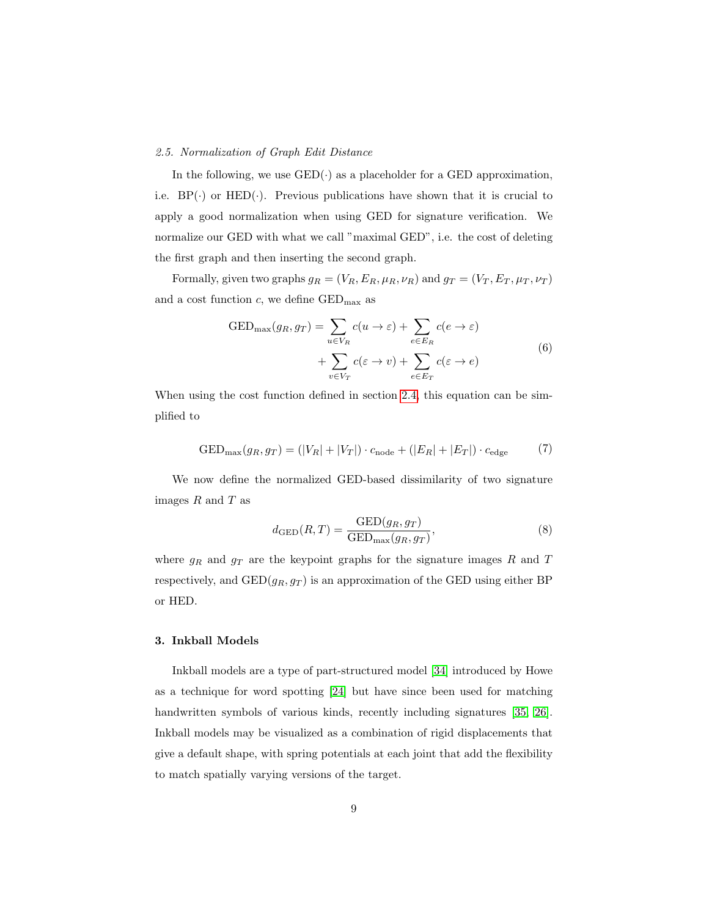### 2.5. Normalization of Graph Edit Distance

In the following, we use $\text{GED}(\cdot)$ as a placeholder for a GED approximation, i.e. $\text{BP}(\cdot)$ or $\text{HED}(\cdot)$. Previous publications have shown that it is crucial to apply a good normalization when using GED for signature verification. We normalize our GED with what we call "maximal GED", i.e. the cost of deleting the first graph and then inserting the second graph.

Formally, given two graphs $g_R = (V_R, E_R, \mu_R, \nu_R)$ and $g_T = (V_T, E_T, \mu_T, \nu_T)$ and a cost function $c$, we define $\text{GED}_{\max}$ as

$$\begin{aligned} \text{GED}_{\max}(g_R, g_T) = & \sum_{u \in V_R} c(u \rightarrow \varepsilon) + \sum_{e \in E_R} c(e \rightarrow \varepsilon) \\ & + \sum_{v \in V_T} c(\varepsilon \rightarrow v) + \sum_{e \in E_T} c(\varepsilon \rightarrow e) \end{aligned} \tag{6}$$

When using the cost function defined in section 2.4, this equation can be simplified to

$$\text{GED}_{\max}(g_R, g_T) = (|V_R| + |V_T|) \cdot c_{\text{node}} + (|E_R| + |E_T|) \cdot c_{\text{edge}} \tag{7}$$

We now define the normalized GED-based dissimilarity of two signature images $R$ and $T$ as

$$d_{\text{GED}}(R, T) = \frac{\text{GED}(g_R, g_T)}{\text{GED}_{\max}(g_R, g_T)}, \tag{8}$$

where $g_R$ and $g_T$ are the keypoint graphs for the signature images $R$ and $T$ respectively, and $\text{GED}(g_R, g_T)$ is an approximation of the GED using either BP or HED.

## 3. Inkball Models

Inkball models are a type of part-structured model [34] introduced by Howe as a technique for word spotting [24] but have since been used for matching handwritten symbols of various kinds, recently including signatures [35, 26]. Inkball models may be visualized as a combination of rigid displacements that give a default shape, with spring potentials at each joint that add the flexibility to match spatially varying versions of the target.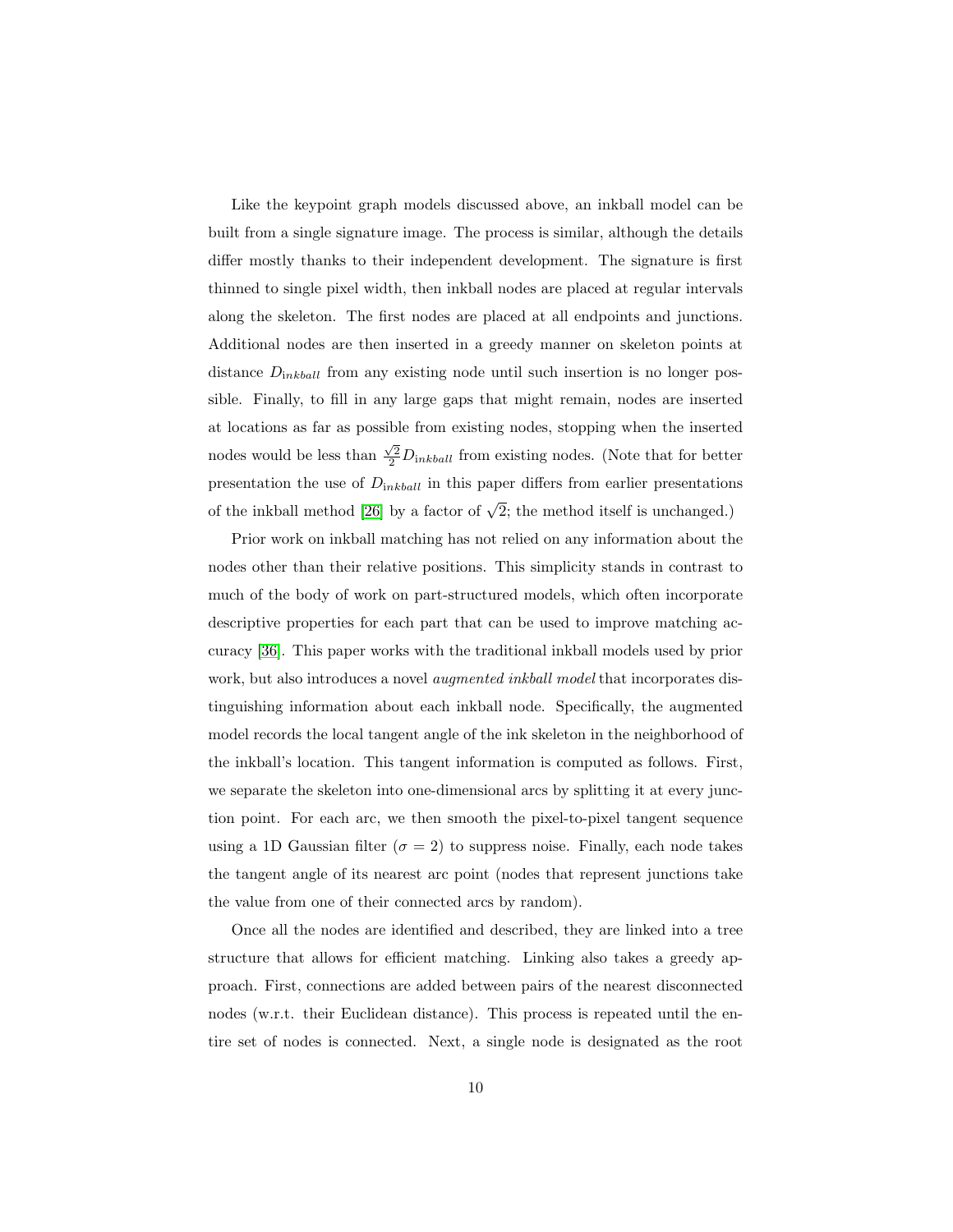Like the keypoint graph models discussed above, an inkball model can be built from a single signature image. The process is similar, although the details differ mostly thanks to their independent development. The signature is first thinned to single pixel width, then inkball nodes are placed at regular intervals along the skeleton. The first nodes are placed at all endpoints and junctions. Additional nodes are then inserted in a greedy manner on skeleton points at distance $D_{inkball}$ from any existing node until such insertion is no longer possible. Finally, to fill in any large gaps that might remain, nodes are inserted at locations as far as possible from existing nodes, stopping when the inserted nodes would be less than $\frac{\sqrt{2}}{2}D_{inkball}$ from existing nodes. (Note that for better presentation the use of $D_{inkball}$ in this paper differs from earlier presentations of the inkball method [26] by a factor of $\sqrt{2}$; the method itself is unchanged.)

Prior work on inkball matching has not relied on any information about the nodes other than their relative positions. This simplicity stands in contrast to much of the body of work on part-structured models, which often incorporate descriptive properties for each part that can be used to improve matching accuracy [36]. This paper works with the traditional inkball models used by prior work, but also introduces a novel *augmented inkball model* that incorporates distinguishing information about each inkball node. Specifically, the augmented model records the local tangent angle of the ink skeleton in the neighborhood of the inkball's location. This tangent information is computed as follows. First, we separate the skeleton into one-dimensional arcs by splitting it at every junction point. For each arc, we then smooth the pixel-to-pixel tangent sequence using a 1D Gaussian filter ($\sigma = 2$) to suppress noise. Finally, each node takes the tangent angle of its nearest arc point (nodes that represent junctions take the value from one of their connected arcs by random).

Once all the nodes are identified and described, they are linked into a tree structure that allows for efficient matching. Linking also takes a greedy approach. First, connections are added between pairs of the nearest disconnected nodes (w.r.t. their Euclidean distance). This process is repeated until the entire set of nodes is connected. Next, a single node is designated as the root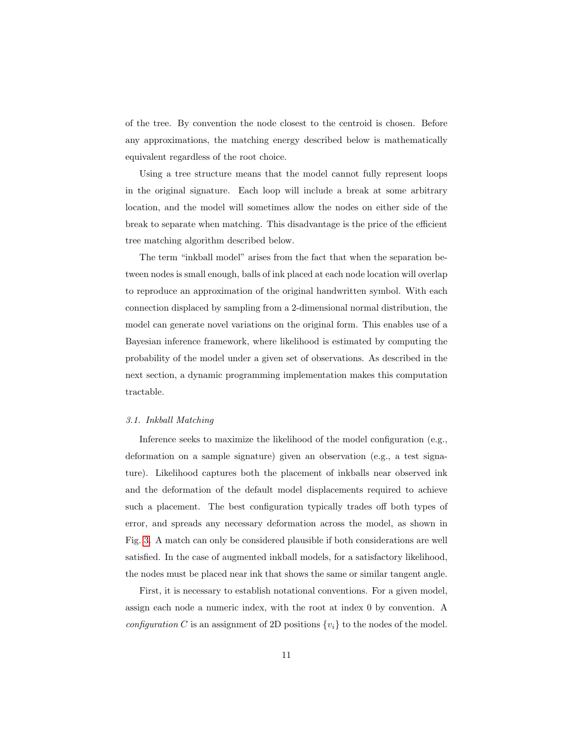of the tree. By convention the node closest to the centroid is chosen. Before any approximations, the matching energy described below is mathematically equivalent regardless of the root choice.

Using a tree structure means that the model cannot fully represent loops in the original signature. Each loop will include a break at some arbitrary location, and the model will sometimes allow the nodes on either side of the break to separate when matching. This disadvantage is the price of the efficient tree matching algorithm described below.

The term "inkball model" arises from the fact that when the separation between nodes is small enough, balls of ink placed at each node location will overlap to reproduce an approximation of the original handwritten symbol. With each connection displaced by sampling from a 2-dimensional normal distribution, the model can generate novel variations on the original form. This enables use of a Bayesian inference framework, where likelihood is estimated by computing the probability of the model under a given set of observations. As described in the next section, a dynamic programming implementation makes this computation tractable.

### *3.1. Inkball Matching*

Inference seeks to maximize the likelihood of the model configuration (e.g., deformation on a sample signature) given an observation (e.g., a test signature). Likelihood captures both the placement of inkballs near observed ink and the deformation of the default model displacements required to achieve such a placement. The best configuration typically trades off both types of error, and spreads any necessary deformation across the model, as shown in Fig. 3. A match can only be considered plausible if both considerations are well satisfied. In the case of augmented inkball models, for a satisfactory likelihood, the nodes must be placed near ink that shows the same or similar tangent angle.

First, it is necessary to establish notational conventions. For a given model, assign each node a numeric index, with the root at index 0 by convention. A *configuration* $C$ is an assignment of 2D positions $\{v_i\}$ to the nodes of the model.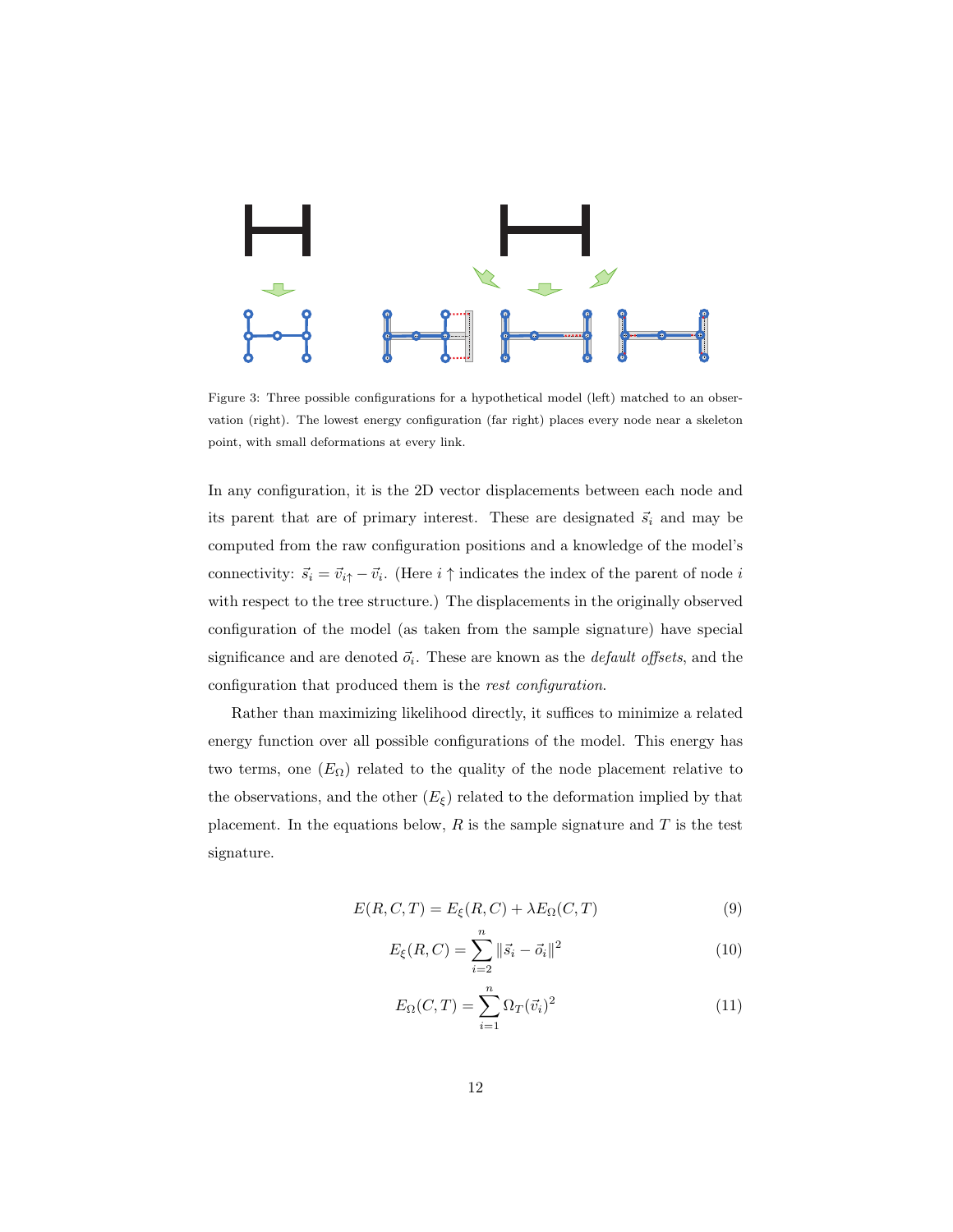Figure 3: Three possible configurations for a hypothetical model (left) matched to an observation (right). The lowest energy configuration (far right) places every node near a skeleton point, with small deformations at every link.

In any configuration, it is the 2D vector displacements between each node and its parent that are of primary interest. These are designated $\vec{s}_i$ and may be computed from the raw configuration positions and a knowledge of the model's connectivity: $\vec{s}_i = \vec{v}_{i\uparrow} - \vec{v}_i$. (Here $i \uparrow$ indicates the index of the parent of node $i$ with respect to the tree structure.) The displacements in the originally observed configuration of the model (as taken from the sample signature) have special significance and are denoted $\vec{o}_i$. These are known as the *default offsets*, and the configuration that produced them is the *rest configuration*.

Rather than maximizing likelihood directly, it suffices to minimize a related energy function over all possible configurations of the model. This energy has two terms, one ($E_\Omega$) related to the quality of the node placement relative to the observations, and the other ($E_\xi$) related to the deformation implied by that placement. In the equations below, $R$ is the sample signature and $T$ is the test signature.

$$E(R, C, T) = E_\xi(R, C) + \lambda E_\Omega(C, T) \tag{9}$$

$$E_\xi(R, C) = \sum_{i=2}^{n} \|\vec{s}_i - \vec{o}_i\|^2 \tag{10}$$

$$E_\Omega(C, T) = \sum_{i=1}^{n} \Omega_T(\vec{v}_i)^2 \tag{11}$$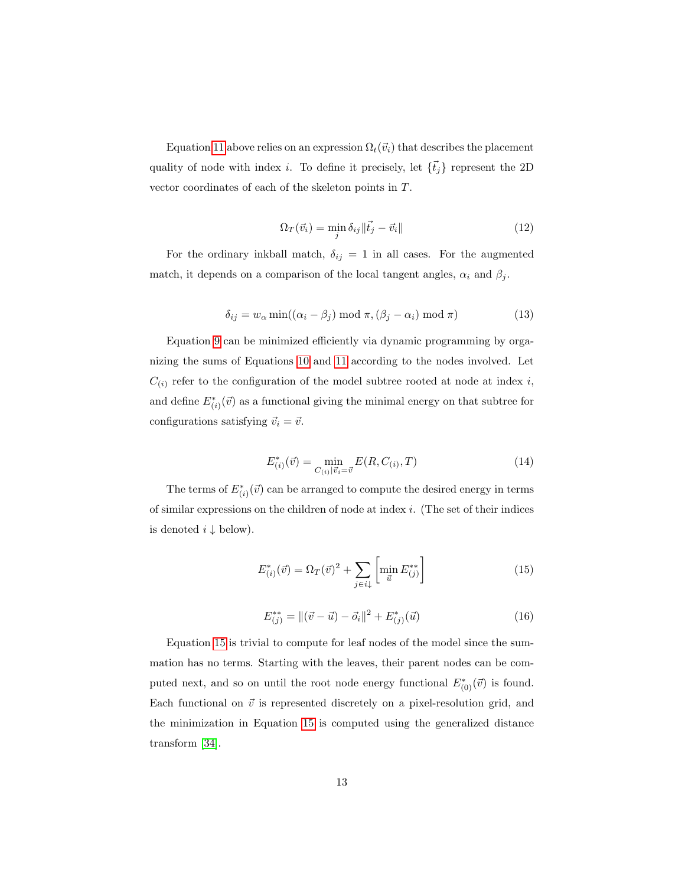Equation 11 above relies on an expression $\Omega_t(\vec{v}_i)$ that describes the placement quality of node with index $i$. To define it precisely, let $\{\vec{t_j}\}$ represent the 2D vector coordinates of each of the skeleton points in $T$.

$$\Omega_T(\vec{v}_i) = \min_j \delta_{ij} \|\vec{t_j} - \vec{v}_i\| \tag{12}$$

For the ordinary inkball match, $\delta_{ij} = 1$ in all cases. For the augmented match, it depends on a comparison of the local tangent angles, $\alpha_i$ and $\beta_j$.

$$\delta_{ij} = w_\alpha \min((\alpha_i - \beta_j) \bmod \pi, (\beta_j - \alpha_i) \bmod \pi) \tag{13}$$

Equation 9 can be minimized efficiently via dynamic programming by organizing the sums of Equations 10 and 11 according to the nodes involved. Let $C_{(i)}$ refer to the configuration of the model subtree rooted at node at index $i$, and define $E^*_{(i)}(\vec{v})$ as a functional giving the minimal energy on that subtree for configurations satisfying $\vec{v}_i = \vec{v}$.

$$E^*_{(i)}(\vec{v}) = \min_{C_{(i)}|\vec{v}_i = \vec{v}} E(R, C_{(i)}, T) \tag{14}$$

The terms of $E^*_{(i)}(\vec{v})$ can be arranged to compute the desired energy in terms of similar expressions on the children of node at index $i$. (The set of their indices is denoted $i\downarrow$ below).

$$E^*_{(i)}(\vec{v}) = \Omega_T(\vec{v})^2 + \sum_{j \in i\downarrow} \left[ \min_{\vec{u}} E^{**}_{(j)} \right] \tag{15}$$

$$E^{**}_{(j)} = \|(\vec{v} - \vec{u}) - \vec{o}_i\|^2 + E^*_{(j)}(\vec{u}) \tag{16}$$

Equation 15 is trivial to compute for leaf nodes of the model since the summation has no terms. Starting with the leaves, their parent nodes can be computed next, and so on until the root node energy functional $E^*_{(0)}(\vec{v})$ is found. Each functional on $\vec{v}$ is represented discretely on a pixel-resolution grid, and the minimization in Equation 15 is computed using the generalized distance transform [34].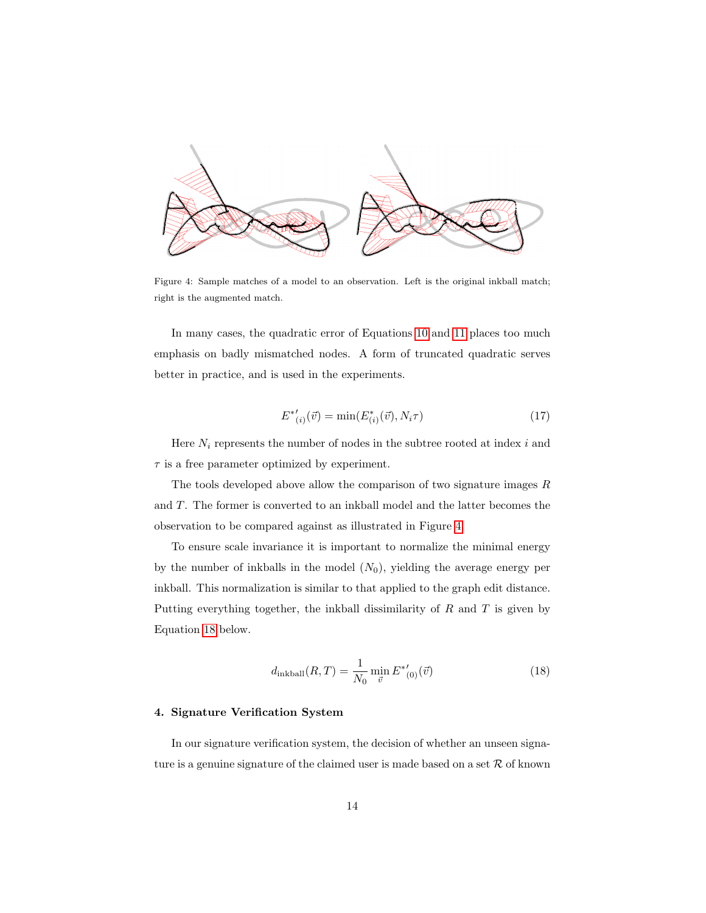Figure 4: Sample matches of a model to an observation. Left is the original inkball match; right is the augmented match.

In many cases, the quadratic error of Equations 10 and 11 places too much emphasis on badly mismatched nodes. A form of truncated quadratic serves better in practice, and is used in the experiments.

$$E^{*\prime}_{(i)}(\vec{v}) = \min(E^{*}_{(i)}(\vec{v}), N_i \tau) \tag{17}$$

Here $N_i$ represents the number of nodes in the subtree rooted at index $i$ and $\tau$ is a free parameter optimized by experiment.

The tools developed above allow the comparison of two signature images $R$ and $T$. The former is converted to an inkball model and the latter becomes the observation to be compared against as illustrated in Figure 4.

To ensure scale invariance it is important to normalize the minimal energy by the number of inkballs in the model ($N_0$), yielding the average energy per inkball. This normalization is similar to that applied to the graph edit distance. Putting everything together, the inkball dissimilarity of $R$ and $T$ is given by Equation 18 below.

$$d_{\text{inkball}}(R, T) = \frac{1}{N_0} \min_{\vec{v}} E^{*\prime}_{(0)}(\vec{v}) \tag{18}$$

## 4. Signature Verification System

In our signature verification system, the decision of whether an unseen signature is a genuine signature of the claimed user is made based on a set $\mathcal{R}$ of known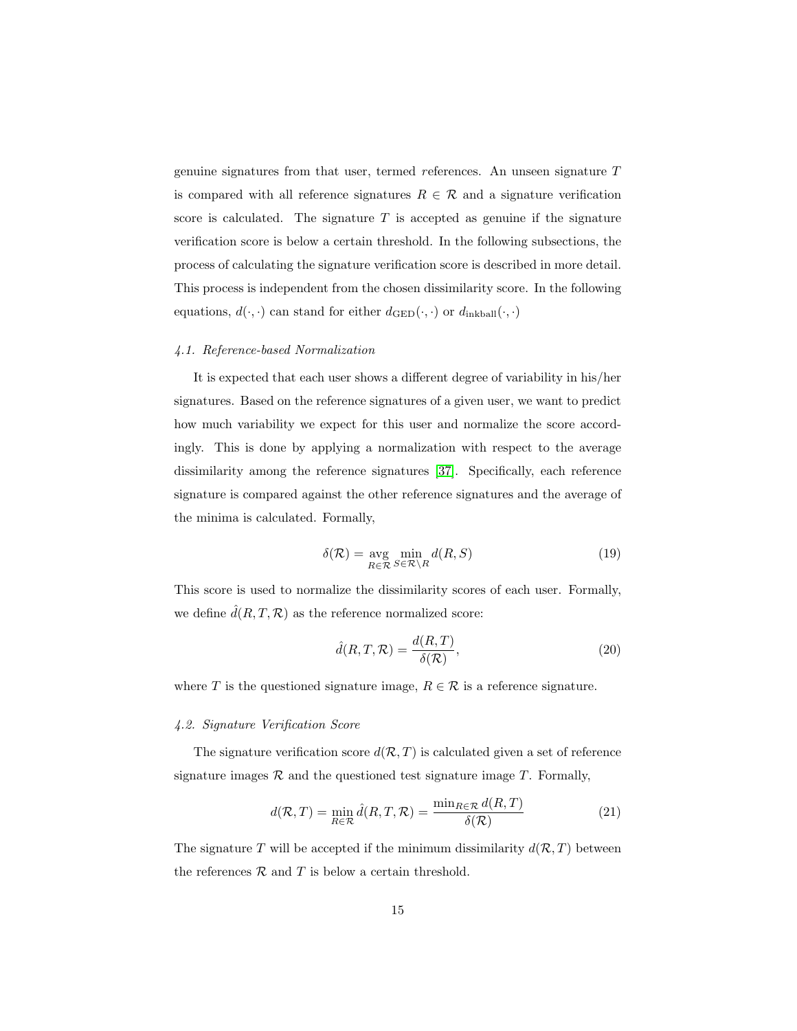genuine signatures from that user, termed *r*eferences. An unseen signature $T$ is compared with all reference signatures $R \in \mathcal{R}$ and a signature verification score is calculated. The signature $T$ is accepted as genuine if the signature verification score is below a certain threshold. In the following subsections, the process of calculating the signature verification score is described in more detail. This process is independent from the chosen dissimilarity score. In the following equations, $d(\cdot, \cdot)$ can stand for either $d_{\text{GED}}(\cdot, \cdot)$ or $d_{\text{inkball}}(\cdot, \cdot)$

### *4.1. Reference-based Normalization*

It is expected that each user shows a different degree of variability in his/her signatures. Based on the reference signatures of a given user, we want to predict how much variability we expect for this user and normalize the score accordingly. This is done by applying a normalization with respect to the average dissimilarity among the reference signatures [37]. Specifically, each reference signature is compared against the other reference signatures and the average of the minima is calculated. Formally,

$$\delta(\mathcal{R}) = \operatorname*{avg}_{R \in \mathcal{R}} \min_{S \in \mathcal{R} \setminus R} d(R, S) \tag{19}$$

This score is used to normalize the dissimilarity scores of each user. Formally, we define $\hat{d}(R, T, \mathcal{R})$ as the reference normalized score:

$$\hat{d}(R, T, \mathcal{R}) = \frac{d(R, T)}{\delta(\mathcal{R})}, \tag{20}$$

where $T$ is the questioned signature image, $R \in \mathcal{R}$ is a reference signature.

### *4.2. Signature Verification Score*

The signature verification score $d(\mathcal{R}, T)$ is calculated given a set of reference signature images $\mathcal{R}$ and the questioned test signature image $T$. Formally,

$$d(\mathcal{R}, T) = \min_{R \in \mathcal{R}} \hat{d}(R, T, \mathcal{R}) = \frac{\min_{R \in \mathcal{R}} d(R, T)}{\delta(\mathcal{R})} \tag{21}$$

The signature $T$ will be accepted if the minimum dissimilarity $d(\mathcal{R}, T)$ between the references $\mathcal{R}$ and $T$ is below a certain threshold.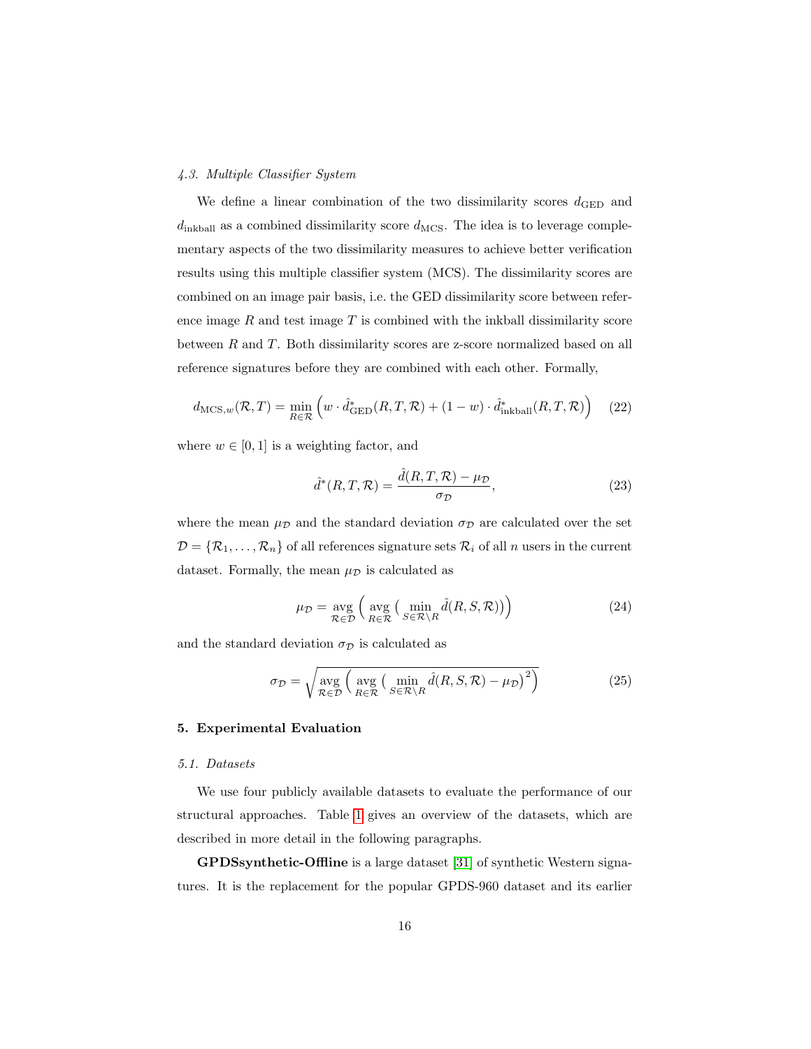### 4.3. Multiple Classifier System

We define a linear combination of the two dissimilarity scores $d_{\text{GED}}$ and $d_{\text{inkball}}$ as a combined dissimilarity score $d_{\text{MCS}}$. The idea is to leverage complementary aspects of the two dissimilarity measures to achieve better verification results using this multiple classifier system (MCS). The dissimilarity scores are combined on an image pair basis, i.e. the GED dissimilarity score between reference image $R$ and test image $T$ is combined with the inkball dissimilarity score between $R$ and $T$. Both dissimilarity scores are z-score normalized based on all reference signatures before they are combined with each other. Formally,

$$d_{\text{MCS},w}(\mathcal{R}, T) = \min_{R \in \mathcal{R}} \Big( w \cdot \hat{d}^*_{\text{GED}}(R, T, \mathcal{R}) + (1 - w) \cdot \hat{d}^*_{\text{inkball}}(R, T, \mathcal{R}) \Big) \tag{22}$$

where $w \in [0, 1]$ is a weighting factor, and

$$\hat{d}^*(R, T, \mathcal{R}) = \frac{\hat{d}(R, T, \mathcal{R}) - \mu_{\mathcal{D}}}{\sigma_{\mathcal{D}}}, \tag{23}$$

where the mean $\mu_{\mathcal{D}}$ and the standard deviation $\sigma_{\mathcal{D}}$ are calculated over the set $\mathcal{D} = \{\mathcal{R}_1, \ldots, \mathcal{R}_n\}$ of all references signature sets $\mathcal{R}_i$ of all $n$ users in the current dataset. Formally, the mean $\mu_{\mathcal{D}}$ is calculated as

$$\mu_{\mathcal{D}} = \operatorname*{avg}_{\mathcal{R} \in \mathcal{D}} \Big( \operatorname*{avg}_{R \in \mathcal{R}} \big( \min_{S \in \mathcal{R} \setminus R} \hat{d}(R, S, \mathcal{R}) \big) \Big) \tag{24}$$

and the standard deviation $\sigma_{\mathcal{D}}$ is calculated as

$$\sigma_{\mathcal{D}} = \sqrt{\operatorname*{avg}_{\mathcal{R} \in \mathcal{D}} \Big( \operatorname*{avg}_{R \in \mathcal{R}} \big( \min_{S \in \mathcal{R} \setminus R} \hat{d}(R, S, \mathcal{R}) - \mu_{\mathcal{D}} \big)^2 \Big)} \tag{25}$$

## 5. Experimental Evaluation

### 5.1. Datasets

We use four publicly available datasets to evaluate the performance of our structural approaches. Table 1 gives an overview of the datasets, which are described in more detail in the following paragraphs.

**GPDSsynthetic-Offline** is a large dataset [31] of synthetic Western signatures. It is the replacement for the popular GPDS-960 dataset and its earlier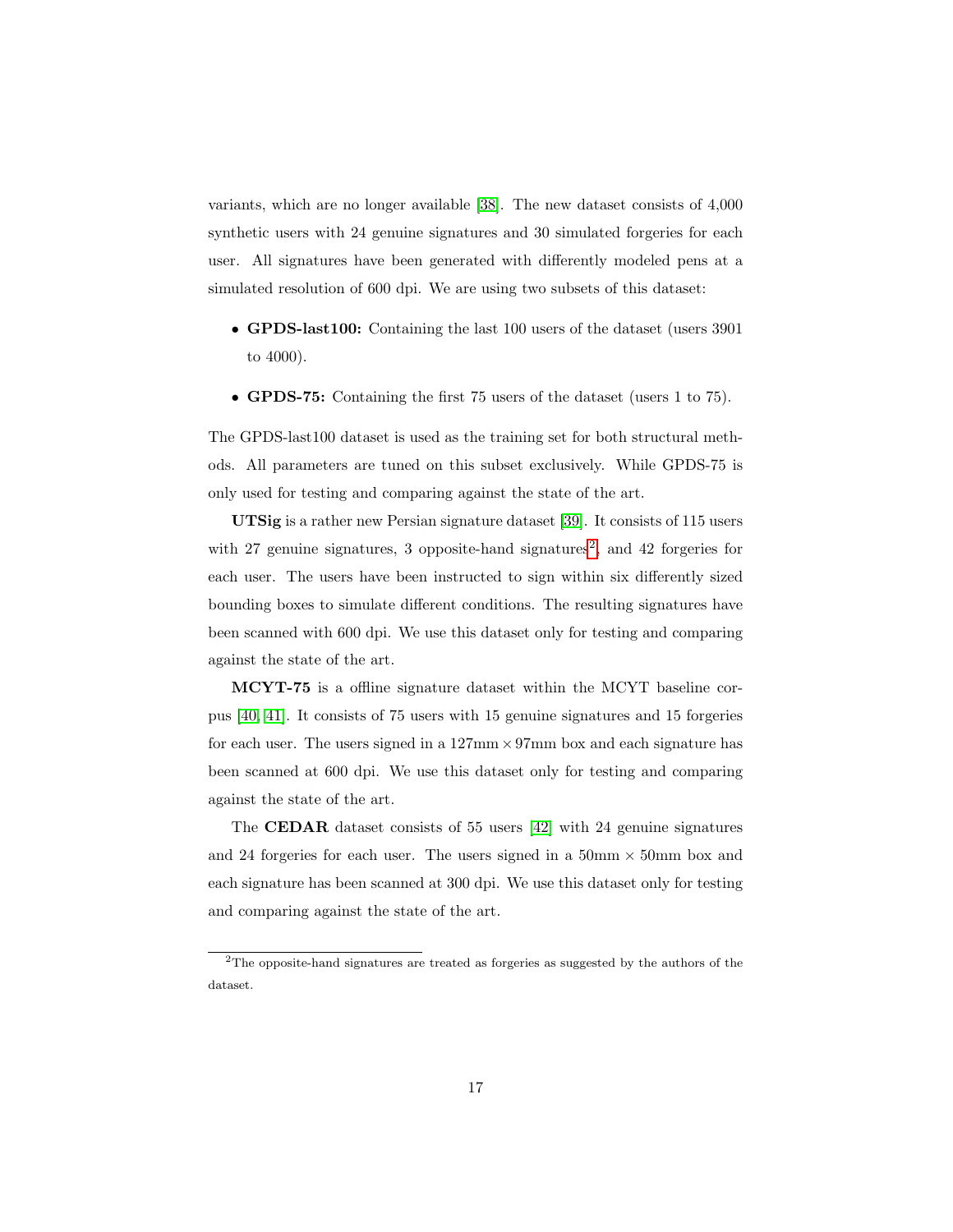variants, which are no longer available [38]. The new dataset consists of 4,000 synthetic users with 24 genuine signatures and 30 simulated forgeries for each user. All signatures have been generated with differently modeled pens at a simulated resolution of 600 dpi. We are using two subsets of this dataset:

- **GPDS-last100:** Containing the last 100 users of the dataset (users 3901 to 4000).
- **GPDS-75:** Containing the first 75 users of the dataset (users 1 to 75).

The GPDS-last100 dataset is used as the training set for both structural methods. All parameters are tuned on this subset exclusively. While GPDS-75 is only used for testing and comparing against the state of the art.

**UTSig** is a rather new Persian signature dataset [39]. It consists of 115 users with 27 genuine signatures, 3 opposite-hand signatures[2], and 42 forgeries for each user. The users have been instructed to sign within six differently sized bounding boxes to simulate different conditions. The resulting signatures have been scanned with 600 dpi. We use this dataset only for testing and comparing against the state of the art.

**MCYT-75** is a offline signature dataset within the MCYT baseline corpus [40, 41]. It consists of 75 users with 15 genuine signatures and 15 forgeries for each user. The users signed in a 127mm $\times$ 97mm box and each signature has been scanned at 600 dpi. We use this dataset only for testing and comparing against the state of the art.

The **CEDAR** dataset consists of 55 users [42] with 24 genuine signatures and 24 forgeries for each user. The users signed in a 50mm $\times$ 50mm box and each signature has been scanned at 300 dpi. We use this dataset only for testing and comparing against the state of the art.

[2] The opposite-hand signatures are treated as forgeries as suggested by the authors of the dataset.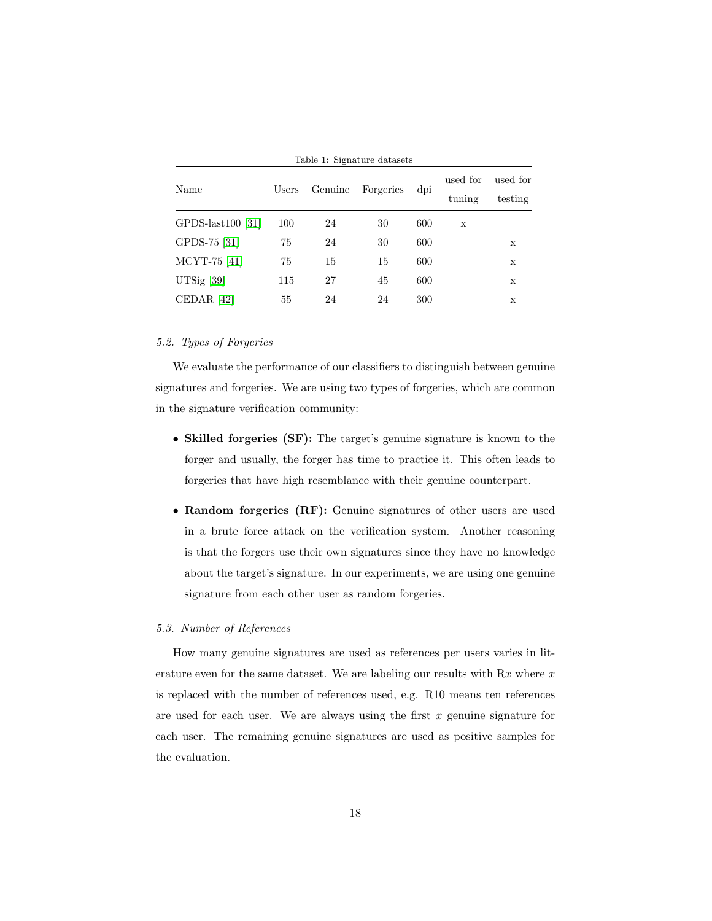Table 1: Signature datasets

| Name | Users | Genuine | Forgeries | dpi | used for tuning | used for testing |
|---|---|---|---|---|---|---|
| GPDS-last100 [31] | 100 | 24 | 30 | 600 | x | |
| GPDS-75 [31] | 75 | 24 | 30 | 600 | | x |
| MCYT-75 [41] | 75 | 15 | 15 | 600 | | x |
| UTSig [39] | 115 | 27 | 45 | 600 | | x |
| CEDAR [42] | 55 | 24 | 24 | 300 | | x |

### *5.2. Types of Forgeries*

We evaluate the performance of our classifiers to distinguish between genuine signatures and forgeries. We are using two types of forgeries, which are common in the signature verification community:

- **Skilled forgeries (SF):** The target's genuine signature is known to the forger and usually, the forger has time to practice it. This often leads to forgeries that have high resemblance with their genuine counterpart.
- **Random forgeries (RF):** Genuine signatures of other users are used in a brute force attack on the verification system. Another reasoning is that the forgers use their own signatures since they have no knowledge about the target's signature. In our experiments, we are using one genuine signature from each other user as random forgeries.

### *5.3. Number of References*

How many genuine signatures are used as references per users varies in literature even for the same dataset. We are labeling our results with R$x$ where $x$ is replaced with the number of references used, e.g. R10 means ten references are used for each user. We are always using the first $x$ genuine signature for each user. The remaining genuine signatures are used as positive samples for the evaluation.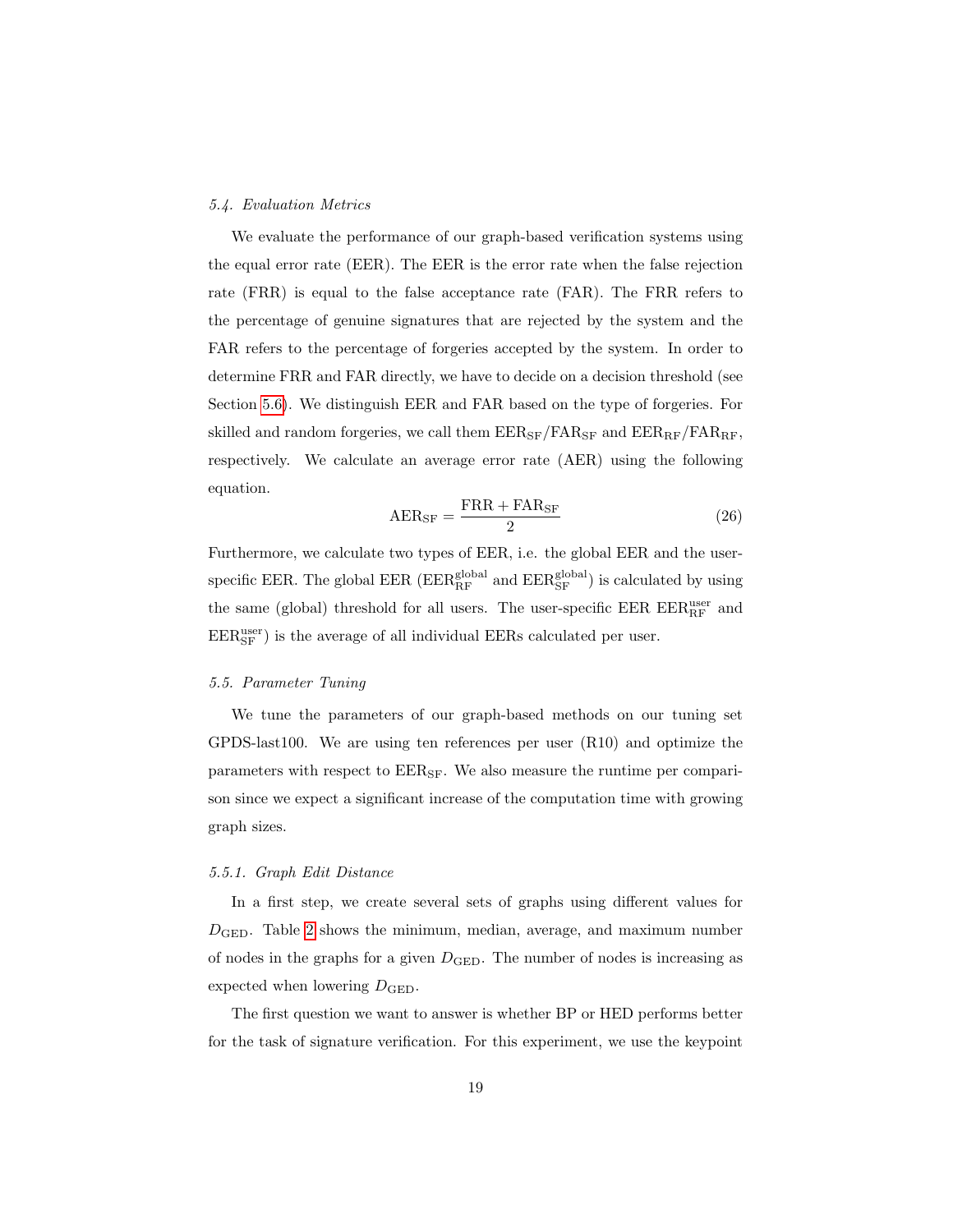### *5.4. Evaluation Metrics*

We evaluate the performance of our graph-based verification systems using the equal error rate (EER). The EER is the error rate when the false rejection rate (FRR) is equal to the false acceptance rate (FAR). The FRR refers to the percentage of genuine signatures that are rejected by the system and the FAR refers to the percentage of forgeries accepted by the system. In order to determine FRR and FAR directly, we have to decide on a decision threshold (see Section 5.6). We distinguish EER and FAR based on the type of forgeries. For skilled and random forgeries, we call them $\text{EER}_{\text{SF}}/\text{FAR}_{\text{SF}}$ and $\text{EER}_{\text{RF}}/\text{FAR}_{\text{RF}}$, respectively. We calculate an average error rate (AER) using the following equation.

$$\text{AER}_{\text{SF}} = \frac{\text{FRR} + \text{FAR}_{\text{SF}}}{2} \tag{26}$$

Furthermore, we calculate two types of EER, i.e. the global EER and the user-specific EER. The global EER ($\text{EER}_{\text{RF}}^{\text{global}}$ and $\text{EER}_{\text{SF}}^{\text{global}}$) is calculated by using the same (global) threshold for all users. The user-specific EER $\text{EER}_{\text{RF}}^{\text{user}}$ and $\text{EER}_{\text{SF}}^{\text{user}}$) is the average of all individual EERs calculated per user.

### *5.5. Parameter Tuning*

We tune the parameters of our graph-based methods on our tuning set GPDS-last100. We are using ten references per user (R10) and optimize the parameters with respect to $\text{EER}_{\text{SF}}$. We also measure the runtime per comparison since we expect a significant increase of the computation time with growing graph sizes.

#### *5.5.1. Graph Edit Distance*

In a first step, we create several sets of graphs using different values for $D_{\text{GED}}$. Table 2 shows the minimum, median, average, and maximum number of nodes in the graphs for a given $D_{\text{GED}}$. The number of nodes is increasing as expected when lowering $D_{\text{GED}}$.

The first question we want to answer is whether BP or HED performs better for the task of signature verification. For this experiment, we use the keypoint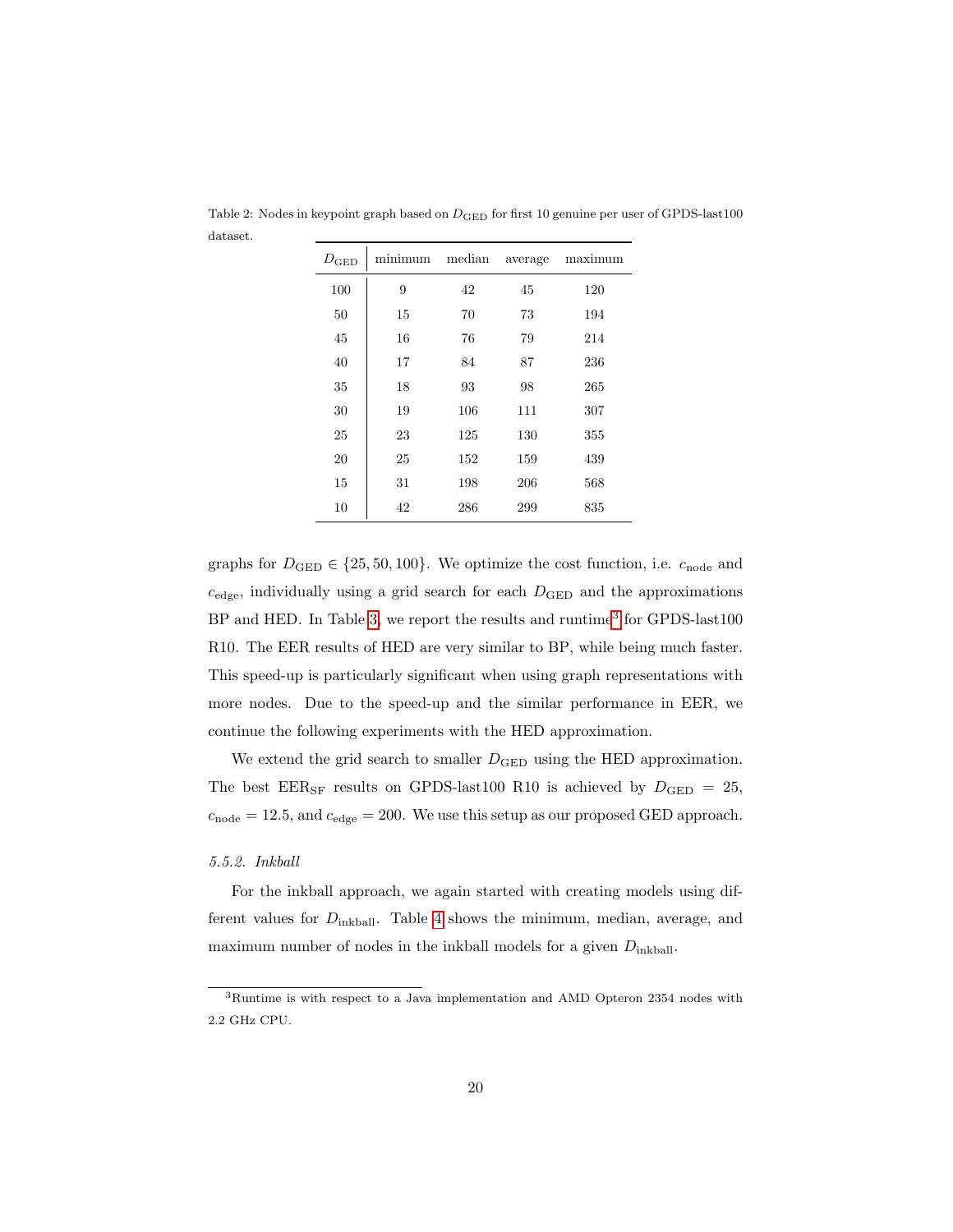Table 2: Nodes in keypoint graph based on $D_{\text{GED}}$ for first 10 genuine per user of GPDS-last100 dataset.

| $D_{\text{GED}}$ | minimum | median | average | maximum |
|---|---|---|---|---|
| 100 | 9 | 42 | 45 | 120 |
| 50 | 15 | 70 | 73 | 194 |
| 45 | 16 | 76 | 79 | 214 |
| 40 | 17 | 84 | 87 | 236 |
| 35 | 18 | 93 | 98 | 265 |
| 30 | 19 | 106 | 111 | 307 |
| 25 | 23 | 125 | 130 | 355 |
| 20 | 25 | 152 | 159 | 439 |
| 15 | 31 | 198 | 206 | 568 |
| 10 | 42 | 286 | 299 | 835 |

graphs for $D_{\text{GED}} \in \{25, 50, 100\}$. We optimize the cost function, i.e. $c_{\text{node}}$ and $c_{\text{edge}}$, individually using a grid search for each $D_{\text{GED}}$ and the approximations BP and HED. In Table 3, we report the results and runtime[3] for GPDS-last100 R10. The EER results of HED are very similar to BP, while being much faster. This speed-up is particularly significant when using graph representations with more nodes. Due to the speed-up and the similar performance in EER, we continue the following experiments with the HED approximation.

We extend the grid search to smaller $D_{\text{GED}}$ using the HED approximation. The best $\text{EER}_{\text{SF}}$ results on GPDS-last100 R10 is achieved by $D_{\text{GED}} = 25$, $c_{\text{node}} = 12.5$, and $c_{\text{edge}} = 200$. We use this setup as our proposed GED approach.

#### 5.5.2. Inkball

For the inkball approach, we again started with creating models using different values for $D_{\text{inkball}}$. Table 4 shows the minimum, median, average, and maximum number of nodes in the inkball models for a given $D_{\text{inkball}}$.

[3] Runtime is with respect to a Java implementation and AMD Opteron 2354 nodes with 2.2 GHz CPU.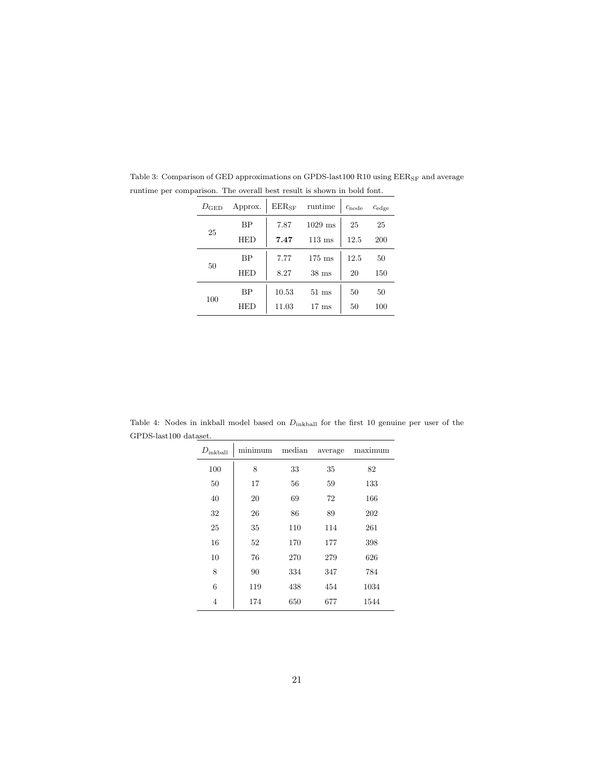Table 3: Comparison of GED approximations on GPDS-last100 R10 using $\text{EER}_{\text{SF}}$ and average runtime per comparison. The overall best result is shown in bold font.

| $D_{\text{GED}}$ | Approx. | $\text{EER}_{\text{SF}}$ | runtime | $c_{\text{node}}$ | $c_{\text{edge}}$ |
|---|---|---|---|---|---|
| 25 | BP | 7.87 | 1029 ms | 25 | 25 |
| | HED | **7.47** | 113 ms | 12.5 | 200 |
| 50 | BP | 7.77 | 175 ms | 12.5 | 50 |
| | HED | 8.27 | 38 ms | 20 | 150 |
| 100 | BP | 10.53 | 51 ms | 50 | 50 |
| | HED | 11.03 | 17 ms | 50 | 100 |

Table 4: Nodes in inkball model based on $D_{\text{inkball}}$ for the first 10 genuine per user of the GPDS-last100 dataset.

| $D_{\text{inkball}}$ | minimum | median | average | maximum |
|---|---|---|---|---|
| 100 | 8 | 33 | 35 | 82 |
| 50 | 17 | 56 | 59 | 133 |
| 40 | 20 | 69 | 72 | 166 |
| 32 | 26 | 86 | 89 | 202 |
| 25 | 35 | 110 | 114 | 261 |
| 16 | 52 | 170 | 177 | 398 |
| 10 | 76 | 270 | 279 | 626 |
| 8 | 90 | 334 | 347 | 784 |
| 6 | 119 | 438 | 454 | 1034 |
| 4 | 174 | 650 | 677 | 1544 |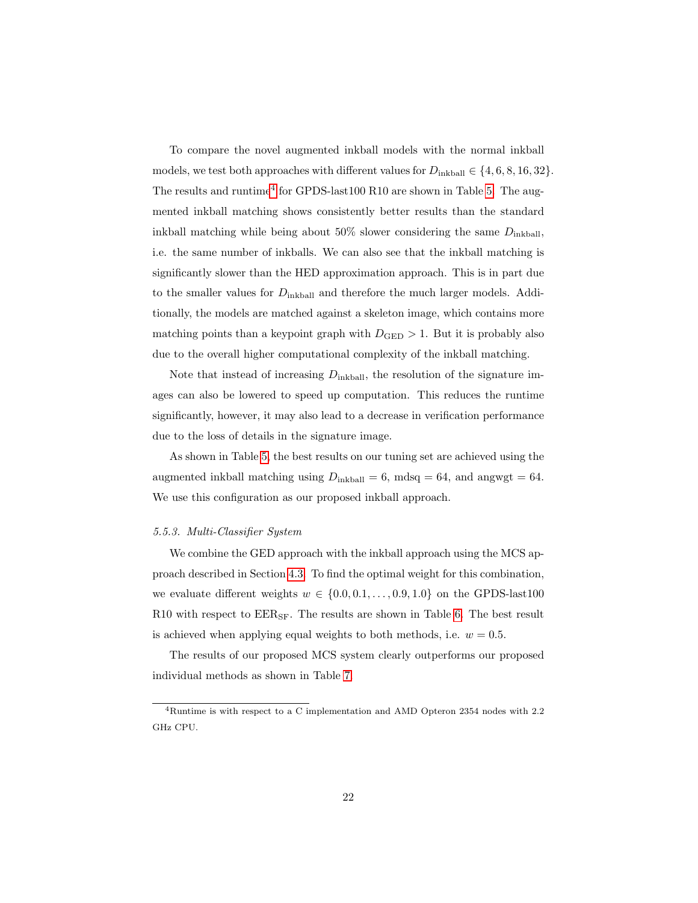To compare the novel augmented inkball models with the normal inkball models, we test both approaches with different values for $D_{\text{inkball}} \in \{4, 6, 8, 16, 32\}$. The results and runtime[4] for GPDS-last100 R10 are shown in Table 5. The augmented inkball matching shows consistently better results than the standard inkball matching while being about 50% slower considering the same $D_{\text{inkball}}$, i.e. the same number of inkballs. We can also see that the inkball matching is significantly slower than the HED approximation approach. This is in part due to the smaller values for $D_{\text{inkball}}$ and therefore the much larger models. Additionally, the models are matched against a skeleton image, which contains more matching points than a keypoint graph with $D_{\text{GED}} > 1$. But it is probably also due to the overall higher computational complexity of the inkball matching.

Note that instead of increasing $D_{\text{inkball}}$, the resolution of the signature images can also be lowered to speed up computation. This reduces the runtime significantly, however, it may also lead to a decrease in verification performance due to the loss of details in the signature image.

As shown in Table 5, the best results on our tuning set are achieved using the augmented inkball matching using $D_{\text{inkball}} = 6$, mdsq $= 64$, and angwgt $= 64$. We use this configuration as our proposed inkball approach.

### 5.5.3. Multi-Classifier System

We combine the GED approach with the inkball approach using the MCS approach described in Section 4.3. To find the optimal weight for this combination, we evaluate different weights $w \in \{0.0, 0.1, \ldots, 0.9, 1.0\}$ on the GPDS-last100 R10 with respect to $\text{EER}_{\text{SF}}$. The results are shown in Table 6. The best result is achieved when applying equal weights to both methods, i.e. $w = 0.5$.

The results of our proposed MCS system clearly outperforms our proposed individual methods as shown in Table 7.

[4] Runtime is with respect to a C implementation and AMD Opteron 2354 nodes with 2.2 GHz CPU.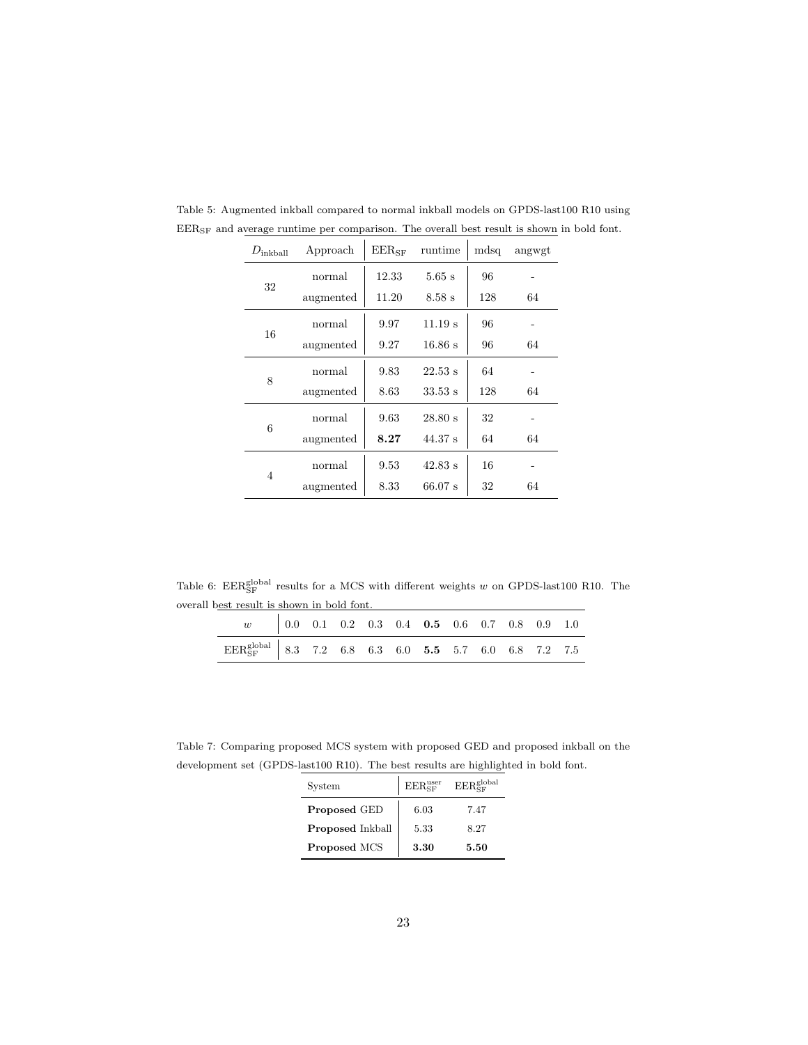Table 5: Augmented inkball compared to normal inkball models on GPDS-last100 R10 using $\text{EER}_{\text{SF}}$ and average runtime per comparison. The overall best result is shown in bold font.

| $D_{\text{inkball}}$ | Approach | $\text{EER}_{\text{SF}}$ | runtime | mdsq | angwgt |
|---|---|---|---|---|---|
| 32 | normal | 12.33 | 5.65 s | 96 | - |
| | augmented | 11.20 | 8.58 s | 128 | 64 |
| 16 | normal | 9.97 | 11.19 s | 96 | - |
| | augmented | 9.27 | 16.86 s | 96 | 64 |
| 8 | normal | 9.83 | 22.53 s | 64 | - |
| | augmented | 8.63 | 33.53 s | 128 | 64 |
| 6 | normal | 9.63 | 28.80 s | 32 | - |
| | augmented | **8.27** | 44.37 s | 64 | 64 |
| 4 | normal | 9.53 | 42.83 s | 16 | - |
| | augmented | 8.33 | 66.07 s | 32 | 64 |

Table 6: $\text{EER}_{\text{SF}}^{\text{global}}$ results for a MCS with different weights $w$ on GPDS-last100 R10. The overall best result is shown in bold font.

| $w$ | 0.0 | 0.1 | 0.2 | 0.3 | 0.4 | **0.5** | 0.6 | 0.7 | 0.8 | 0.9 | 1.0 |
|---|---|---|---|---|---|---|---|---|---|---|---|
| $\text{EER}_{\text{SF}}^{\text{global}}$ | 8.3 | 7.2 | 6.8 | 6.3 | 6.0 | **5.5** | 5.7 | 6.0 | 6.8 | 7.2 | 7.5 |

Table 7: Comparing proposed MCS system with proposed GED and proposed inkball on the development set (GPDS-last100 R10). The best results are highlighted in bold font.

| System | $\text{EER}_{\text{SF}}^{\text{user}}$ | $\text{EER}_{\text{SF}}^{\text{global}}$ |
|---|---|---|
| **Proposed** GED | 6.03 | 7.47 |
| **Proposed** Inkball | 5.33 | 8.27 |
| **Proposed** MCS | **3.30** | **5.50** |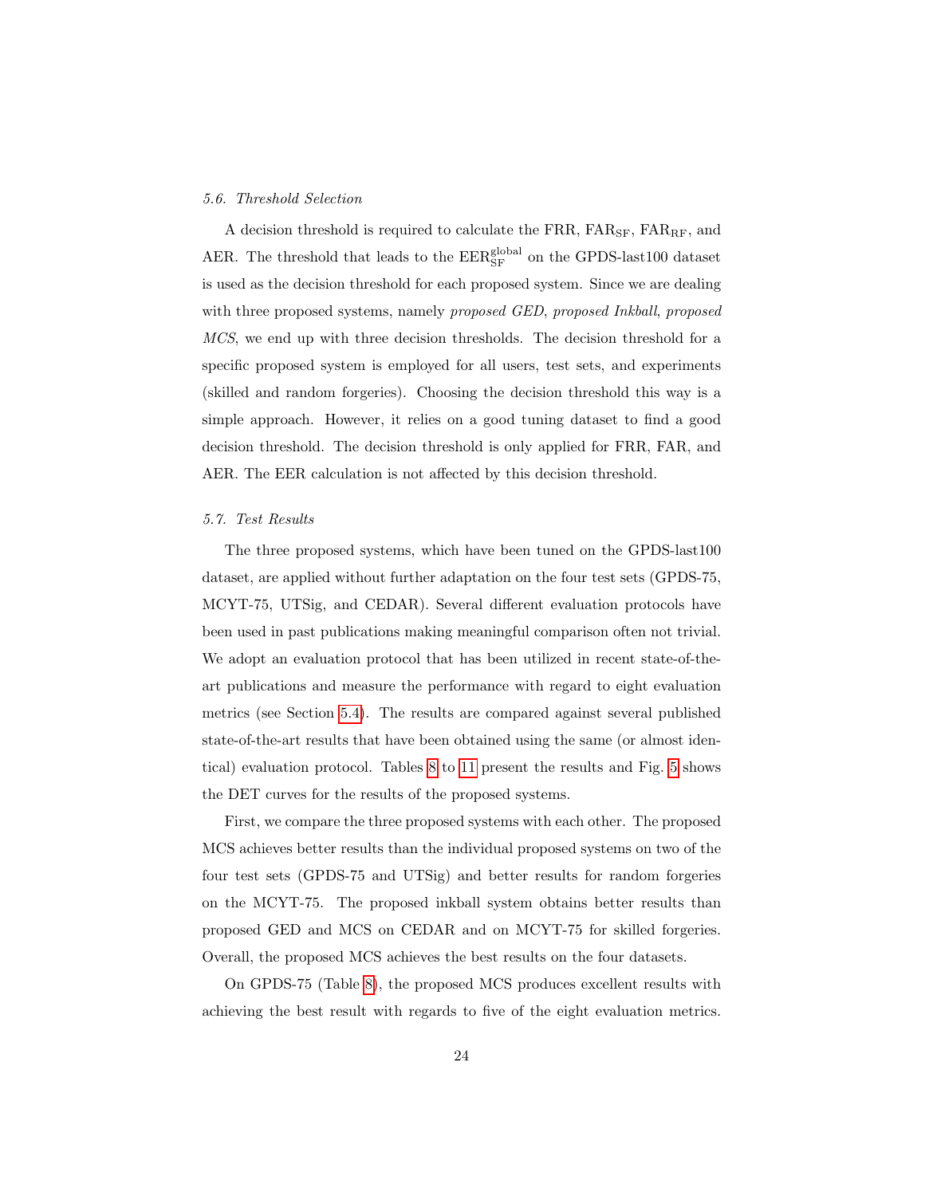### 5.6. Threshold Selection

A decision threshold is required to calculate the FRR, $\text{FAR}_{\text{SF}}$, $\text{FAR}_{\text{RF}}$, and AER. The threshold that leads to the $\text{EER}_{\text{SF}}^{\text{global}}$ on the GPDS-last100 dataset is used as the decision threshold for each proposed system. Since we are dealing with three proposed systems, namely *proposed GED*, *proposed Inkball*, *proposed MCS*, we end up with three decision thresholds. The decision threshold for a specific proposed system is employed for all users, test sets, and experiments (skilled and random forgeries). Choosing the decision threshold this way is a simple approach. However, it relies on a good tuning dataset to find a good decision threshold. The decision threshold is only applied for FRR, FAR, and AER. The EER calculation is not affected by this decision threshold.

### 5.7. Test Results

The three proposed systems, which have been tuned on the GPDS-last100 dataset, are applied without further adaptation on the four test sets (GPDS-75, MCYT-75, UTSig, and CEDAR). Several different evaluation protocols have been used in past publications making meaningful comparison often not trivial. We adopt an evaluation protocol that has been utilized in recent state-of-the-art publications and measure the performance with regard to eight evaluation metrics (see Section 5.4). The results are compared against several published state-of-the-art results that have been obtained using the same (or almost identical) evaluation protocol. Tables 8 to 11 present the results and Fig. 5 shows the DET curves for the results of the proposed systems.

First, we compare the three proposed systems with each other. The proposed MCS achieves better results than the individual proposed systems on two of the four test sets (GPDS-75 and UTSig) and better results for random forgeries on the MCYT-75. The proposed inkball system obtains better results than proposed GED and MCS on CEDAR and on MCYT-75 for skilled forgeries. Overall, the proposed MCS achieves the best results on the four datasets.

On GPDS-75 (Table 8), the proposed MCS produces excellent results with achieving the best result with regards to five of the eight evaluation metrics.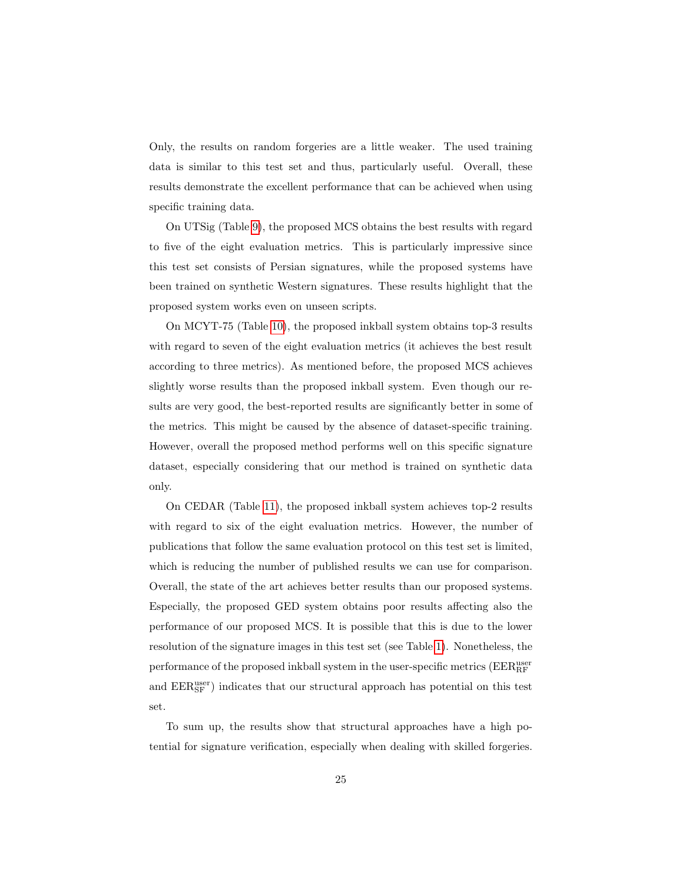Only, the results on random forgeries are a little weaker. The used training data is similar to this test set and thus, particularly useful. Overall, these results demonstrate the excellent performance that can be achieved when using specific training data.

On UTSig (Table 9), the proposed MCS obtains the best results with regard to five of the eight evaluation metrics. This is particularly impressive since this test set consists of Persian signatures, while the proposed systems have been trained on synthetic Western signatures. These results highlight that the proposed system works even on unseen scripts.

On MCYT-75 (Table 10), the proposed inkball system obtains top-3 results with regard to seven of the eight evaluation metrics (it achieves the best result according to three metrics). As mentioned before, the proposed MCS achieves slightly worse results than the proposed inkball system. Even though our results are very good, the best-reported results are significantly better in some of the metrics. This might be caused by the absence of dataset-specific training. However, overall the proposed method performs well on this specific signature dataset, especially considering that our method is trained on synthetic data only.

On CEDAR (Table 11), the proposed inkball system achieves top-2 results with regard to six of the eight evaluation metrics. However, the number of publications that follow the same evaluation protocol on this test set is limited, which is reducing the number of published results we can use for comparison. Overall, the state of the art achieves better results than our proposed systems. Especially, the proposed GED system obtains poor results affecting also the performance of our proposed MCS. It is possible that this is due to the lower resolution of the signature images in this test set (see Table 1). Nonetheless, the performance of the proposed inkball system in the user-specific metrics ($\text{EER}_{\text{RF}}^{\text{user}}$ and $\text{EER}_{\text{SF}}^{\text{user}}$) indicates that our structural approach has potential on this test set.

To sum up, the results show that structural approaches have a high potential for signature verification, especially when dealing with skilled forgeries.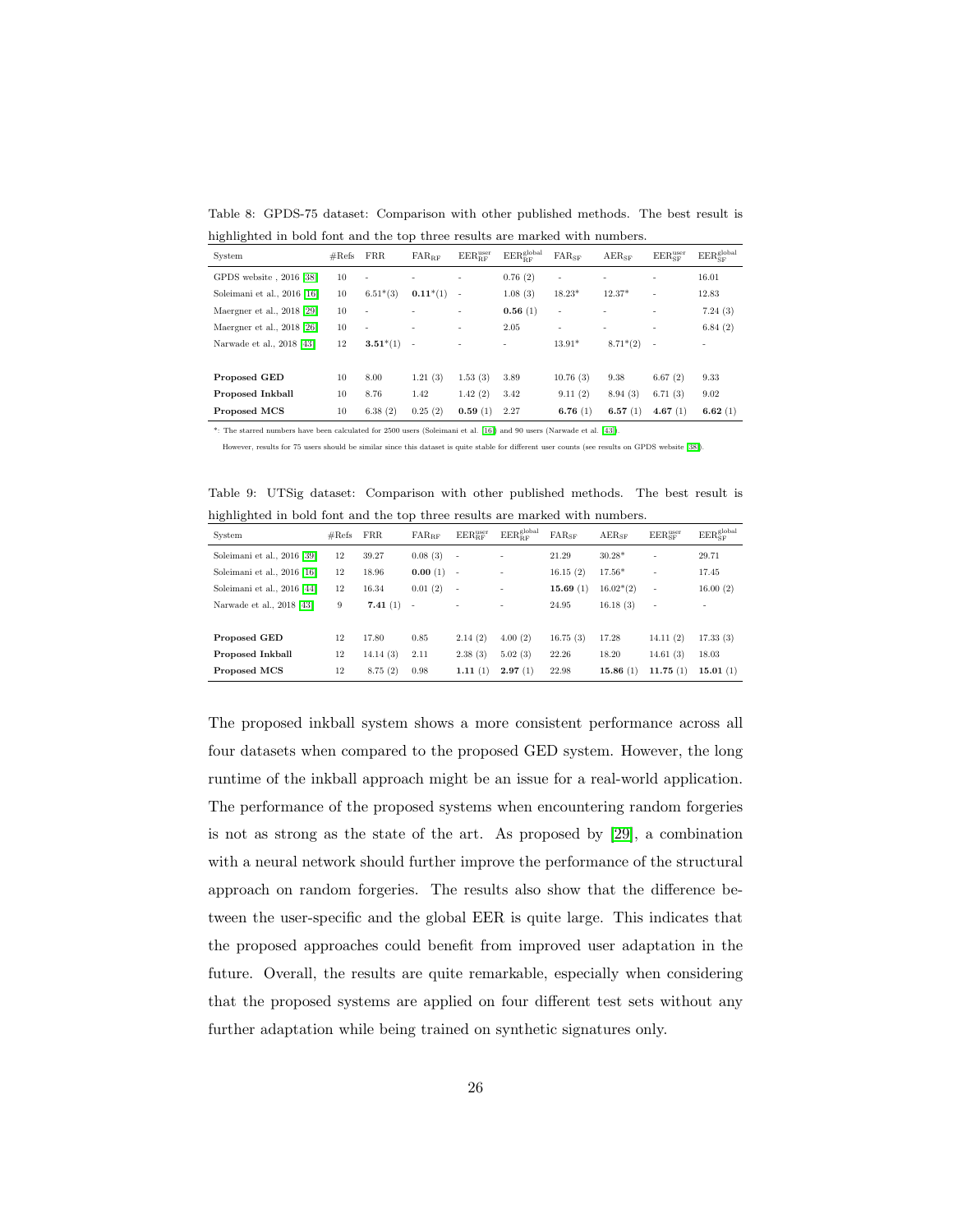Table 8: GPDS-75 dataset: Comparison with other published methods. The best result is highlighted in bold font and the top three results are marked with numbers.

| System | #Refs | FRR | $\text{FAR}_{\text{RF}}$ | $\text{EER}_{\text{RF}}^{\text{user}}$ | $\text{EER}_{\text{RF}}^{\text{global}}$ | $\text{FAR}_{\text{SF}}$ | $\text{AER}_{\text{SF}}$ | $\text{EER}_{\text{SF}}^{\text{user}}$ | $\text{EER}_{\text{SF}}^{\text{global}}$ |
|---|---|---|---|---|---|---|---|---|---|
| GPDS website , 2016 [38] | 10 | - | - | - | 0.76 (2) | - | - | - | 16.01 |
| Soleimani et al., 2016 [16] | 10 | 6.51*(3) | **0.11***(1) | - | 1.08 (3) | 18.23* | 12.37* | - | 12.83 |
| Maergner et al., 2018 [29] | 10 | - | - | - | **0.56** (1) | - | - | - | 7.24 (3) |
| Maergner et al., 2018 [26] | 10 | - | - | - | 2.05 | - | - | - | 6.84 (2) |
| Narwade et al., 2018 [43] | 12 | **3.51***(1) | - | - | - | 13.91* | 8.71*(2) | - | - |
| **Proposed GED** | 10 | 8.00 | 1.21 (3) | 1.53 (3) | 3.89 | 10.76 (3) | 9.38 | 6.67 (2) | 9.33 |
| **Proposed Inkball** | 10 | 8.76 | 1.42 | 1.42 (2) | 3.42 | 9.11 (2) | 8.94 (3) | 6.71 (3) | 9.02 |
| **Proposed MCS** | 10 | 6.38 (2) | 0.25 (2) | **0.59** (1) | 2.27 | **6.76** (1) | **6.57** (1) | **4.67** (1) | **6.62** (1) |

*: The starred numbers have been calculated for 2500 users (Soleimani et al. [16]) and 90 users (Narwade et al. [43]).
However, results for 75 users should be similar since this dataset is quite stable for different user counts (see results on GPDS website [38]).

Table 9: UTSig dataset: Comparison with other published methods. The best result is highlighted in bold font and the top three results are marked with numbers.

| System | #Refs | FRR | $\text{FAR}_{\text{RF}}$ | $\text{EER}_{\text{RF}}^{\text{user}}$ | $\text{EER}_{\text{RF}}^{\text{global}}$ | $\text{FAR}_{\text{SF}}$ | $\text{AER}_{\text{SF}}$ | $\text{EER}_{\text{SF}}^{\text{user}}$ | $\text{EER}_{\text{SF}}^{\text{global}}$ |
|---|---|---|---|---|---|---|---|---|---|
| Soleimani et al., 2016 [39] | 12 | 39.27 | 0.08 (3) | - | - | 21.29 | 30.28* | - | 29.71 |
| Soleimani et al., 2016 [16] | 12 | 18.96 | **0.00** (1) | - | - | 16.15 (2) | 17.56* | - | 17.45 |
| Soleimani et al., 2016 [44] | 12 | 16.34 | 0.01 (2) | - | - | **15.69** (1) | 16.02*(2) | - | 16.00 (2) |
| Narwade et al., 2018 [43] | 9 | **7.41** (1) | - | - | - | 24.95 | 16.18 (3) | - | - |
| **Proposed GED** | 12 | 17.80 | 0.85 | 2.14 (2) | 4.00 (2) | 16.75 (3) | 17.28 | 14.11 (2) | 17.33 (3) |
| **Proposed Inkball** | 12 | 14.14 (3) | 2.11 | 2.38 (3) | 5.02 (3) | 22.26 | 18.20 | 14.61 (3) | 18.03 |
| **Proposed MCS** | 12 | 8.75 (2) | 0.98 | **1.11** (1) | **2.97** (1) | 22.98 | **15.86** (1) | **11.75** (1) | **15.01** (1) |

The proposed inkball system shows a more consistent performance across all four datasets when compared to the proposed GED system. However, the long runtime of the inkball approach might be an issue for a real-world application. The performance of the proposed systems when encountering random forgeries is not as strong as the state of the art. As proposed by [29], a combination with a neural network should further improve the performance of the structural approach on random forgeries. The results also show that the difference between the user-specific and the global EER is quite large. This indicates that the proposed approaches could benefit from improved user adaptation in the future. Overall, the results are quite remarkable, especially when considering that the proposed systems are applied on four different test sets without any further adaptation while being trained on synthetic signatures only.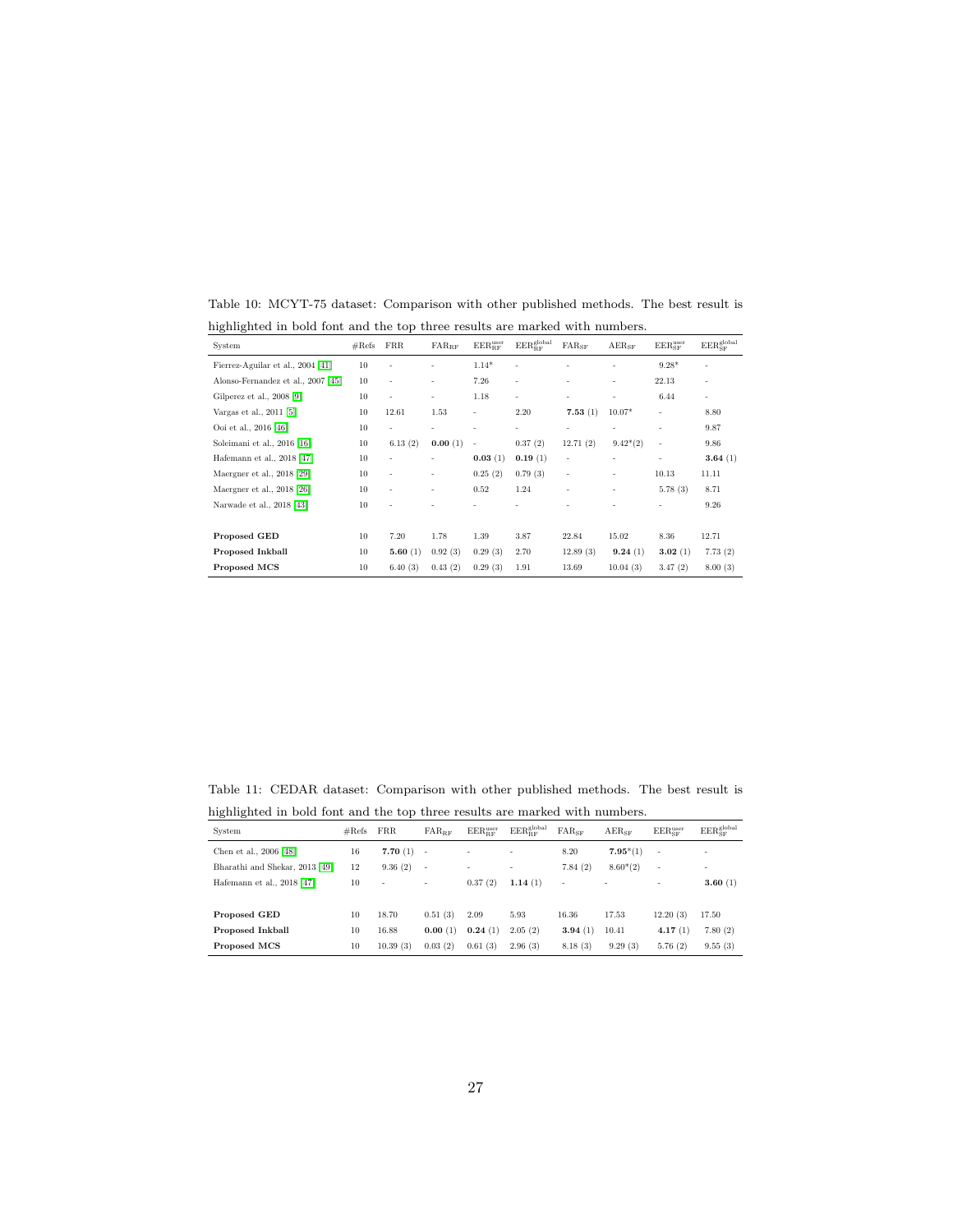Table 10: MCYT-75 dataset: Comparison with other published methods. The best result is highlighted in bold font and the top three results are marked with numbers.

| System | #Refs | FRR | $FAR_{RF}$ | $EER_{RF}^{user}$ | $EER_{RF}^{global}$ | $FAR_{SF}$ | $AER_{SF}$ | $EER_{SF}^{user}$ | $EER_{SF}^{global}$ |
|---|---|---|---|---|---|---|---|---|---|
| Fierrez-Aguilar et al., 2004 [41] | 10 | - | - | 1.14* | - | - | - | 9.28* | - |
| Alonso-Fernandez et al., 2007 [45] | 10 | - | - | 7.26 | - | - | - | 22.13 | - |
| Gilperez et al., 2008 [9] | 10 | - | - | 1.18 | - | - | - | 6.44 | - |
| Vargas et al., 2011 [5] | 10 | 12.61 | 1.53 | - | 2.20 | **7.53** (1) | 10.07* | - | 8.80 |
| Ooi et al., 2016 [46] | 10 | - | - | - | - | - | - | - | 9.87 |
| Soleimani et al., 2016 [16] | 10 | 6.13 (2) | **0.00** (1) | - | 0.37 (2) | 12.71 (2) | 9.42*(2) | - | 9.86 |
| Hafemann et al., 2018 [47] | 10 | - | - | **0.03** (1) | **0.19** (1) | - | - | - | **3.64** (1) |
| Maergner et al., 2018 [29] | 10 | - | - | 0.25 (2) | 0.79 (3) | - | - | 10.13 | 11.11 |
| Maergner et al., 2018 [26] | 10 | - | - | 0.52 | 1.24 | - | - | 5.78 (3) | 8.71 |
| Narwade et al., 2018 [43] | 10 | - | - | - | - | - | - | - | 9.26 |
| | | | | | | | | | |
| **Proposed GED** | 10 | 7.20 | 1.78 | 1.39 | 3.87 | 22.84 | 15.02 | 8.36 | 12.71 |
| **Proposed Inkball** | 10 | **5.60** (1) | 0.92 (3) | 0.29 (3) | 2.70 | 12.89 (3) | **9.24** (1) | **3.02** (1) | 7.73 (2) |
| **Proposed MCS** | 10 | 6.40 (3) | 0.43 (2) | 0.29 (3) | 1.91 | 13.69 | 10.04 (3) | 3.47 (2) | 8.00 (3) |

Table 11: CEDAR dataset: Comparison with other published methods. The best result is highlighted in bold font and the top three results are marked with numbers.

| System | #Refs | FRR | $FAR_{RF}$ | $EER_{RF}^{user}$ | $EER_{RF}^{global}$ | $FAR_{SF}$ | $AER_{SF}$ | $EER_{SF}^{user}$ | $EER_{SF}^{global}$ |
|---|---|---|---|---|---|---|---|---|---|
| Chen et al., 2006 [48] | 16 | **7.70** (1) | - | - | - | 8.20 | **7.95***(1) | - | - |
| Bharathi and Shekar, 2013 [49] | 12 | 9.36 (2) | - | - | - | 7.84 (2) | 8.60*(2) | - | - |
| Hafemann et al., 2018 [47] | 10 | - | - | 0.37 (2) | **1.14** (1) | - | - | - | **3.60** (1) |
| | | | | | | | | | |
| **Proposed GED** | 10 | 18.70 | 0.51 (3) | 2.09 | 5.93 | 16.36 | 17.53 | 12.20 (3) | 17.50 |
| **Proposed Inkball** | 10 | 16.88 | **0.00** (1) | **0.24** (1) | 2.05 (2) | **3.94** (1) | 10.41 | **4.17** (1) | 7.80 (2) |
| **Proposed MCS** | 10 | 10.39 (3) | 0.03 (2) | 0.61 (3) | 2.96 (3) | 8.18 (3) | 9.29 (3) | 5.76 (2) | 9.55 (3) |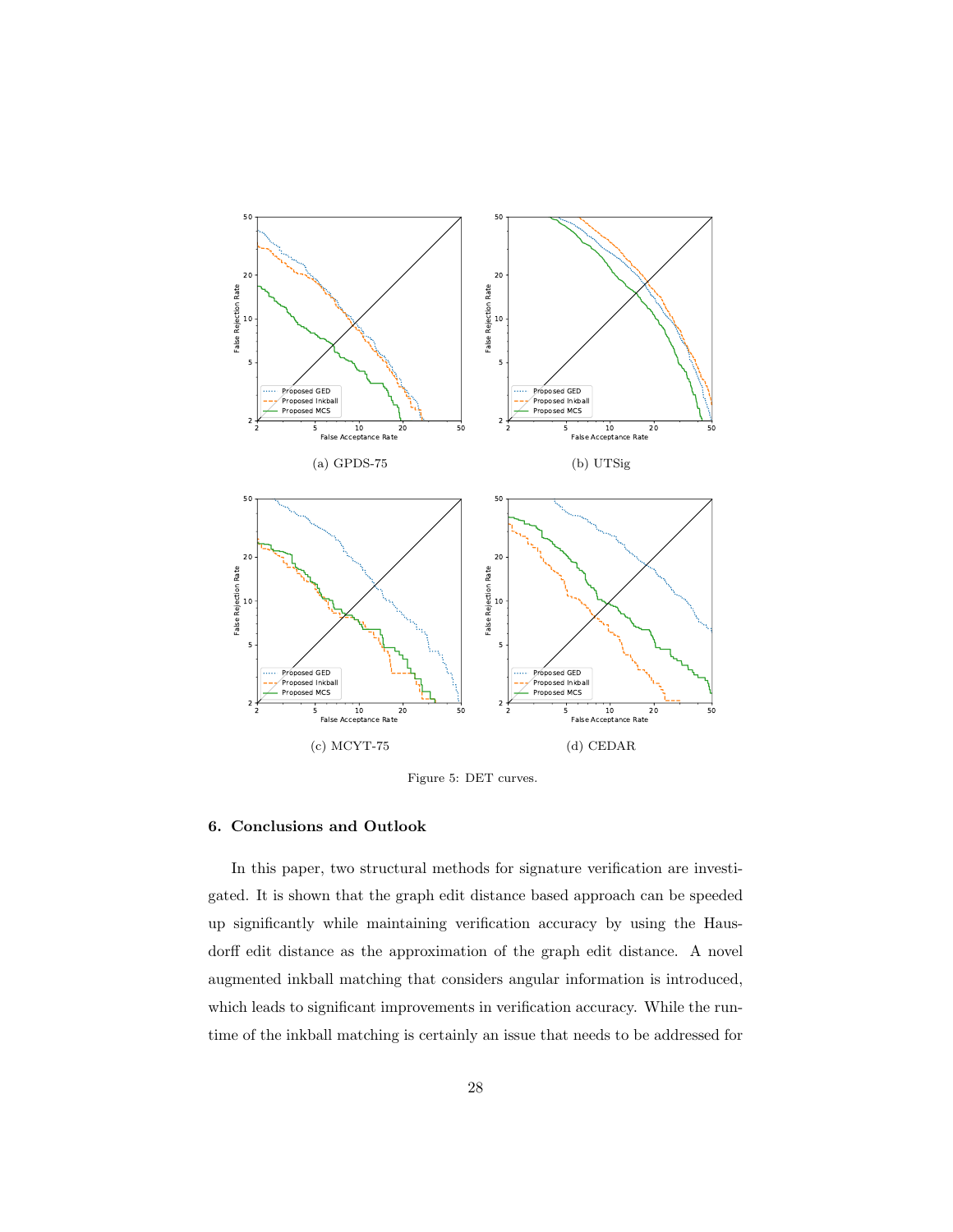(a) GPDS-75

(b) UTSig

(c) MCYT-75

(d) CEDAR

Figure 5: DET curves.

## 6. Conclusions and Outlook

In this paper, two structural methods for signature verification are investigated. It is shown that the graph edit distance based approach can be speeded up significantly while maintaining verification accuracy by using the Hausdorff edit distance as the approximation of the graph edit distance. A novel augmented inkball matching that considers angular information is introduced, which leads to significant improvements in verification accuracy. While the runtime of the inkball matching is certainly an issue that needs to be addressed for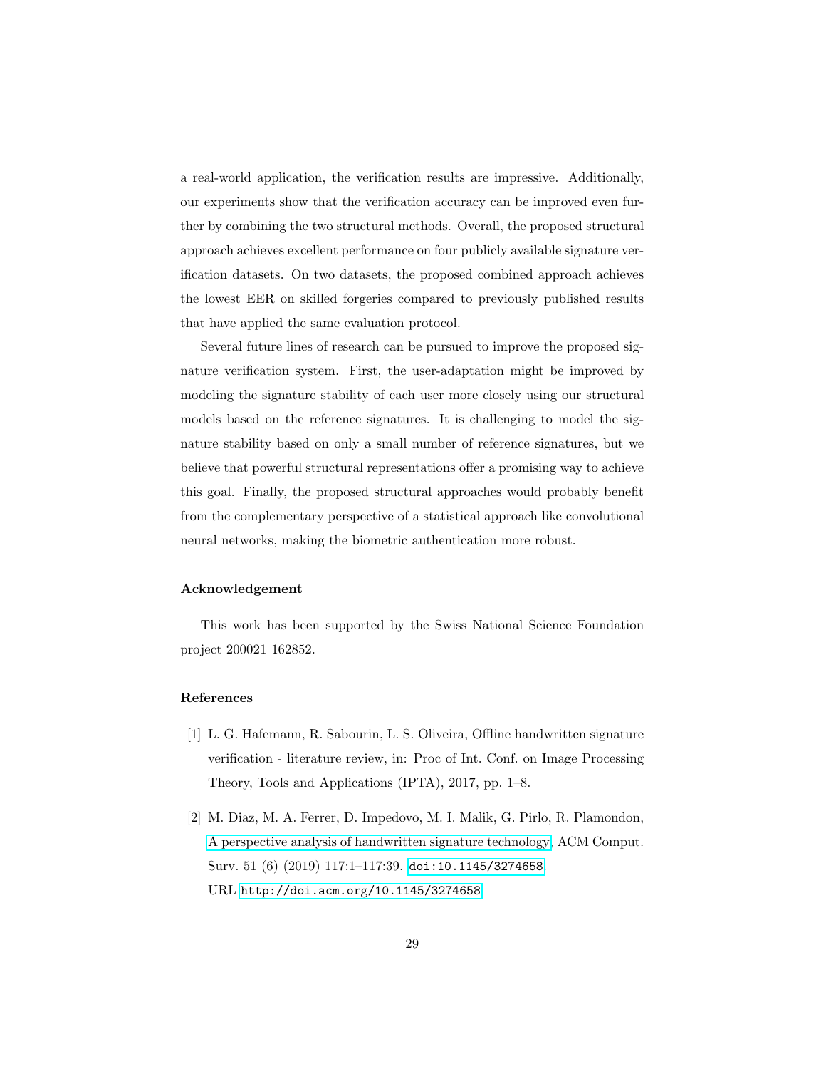a real-world application, the verification results are impressive. Additionally, our experiments show that the verification accuracy can be improved even further by combining the two structural methods. Overall, the proposed structural approach achieves excellent performance on four publicly available signature verification datasets. On two datasets, the proposed combined approach achieves the lowest EER on skilled forgeries compared to previously published results that have applied the same evaluation protocol.

Several future lines of research can be pursued to improve the proposed signature verification system. First, the user-adaptation might be improved by modeling the signature stability of each user more closely using our structural models based on the reference signatures. It is challenging to model the signature stability based on only a small number of reference signatures, but we believe that powerful structural representations offer a promising way to achieve this goal. Finally, the proposed structural approaches would probably benefit from the complementary perspective of a statistical approach like convolutional neural networks, making the biometric authentication more robust.

## Acknowledgement

This work has been supported by the Swiss National Science Foundation project 200021_162852.

## References

[1] L. G. Hafemann, R. Sabourin, L. S. Oliveira, Offline handwritten signature verification - literature review, in: Proc of Int. Conf. on Image Processing Theory, Tools and Applications (IPTA), 2017, pp. 1–8.

[2] M. Diaz, M. A. Ferrer, D. Impedovo, M. I. Malik, G. Pirlo, R. Plamondon, A perspective analysis of handwritten signature technology, ACM Comput. Surv. 51 (6) (2019) 117:1–117:39. doi:10.1145/3274658.
URL http://doi.acm.org/10.1145/3274658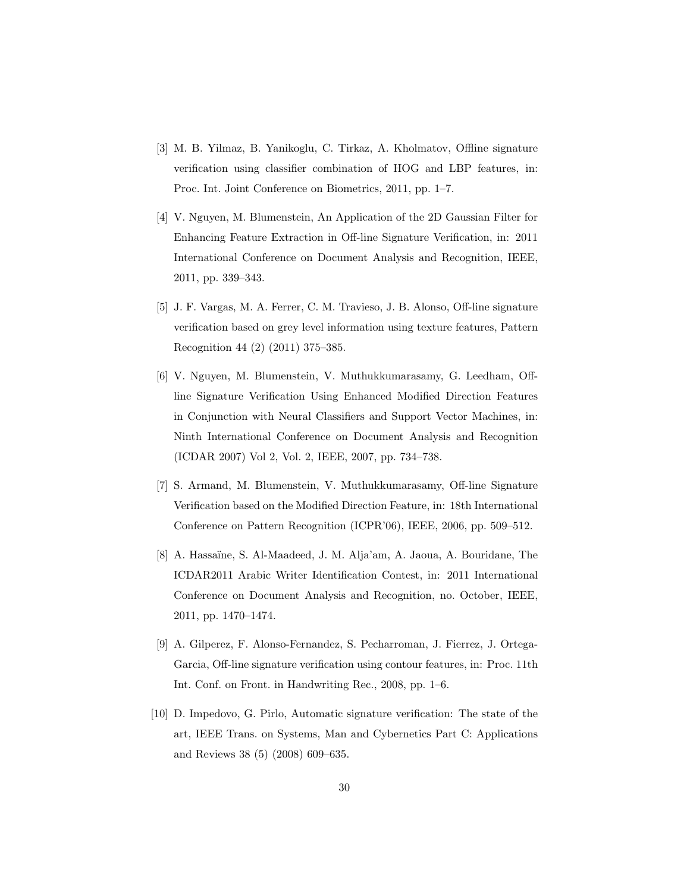[3] M. B. Yilmaz, B. Yanikoglu, C. Tirkaz, A. Kholmatov, Offline signature verification using classifier combination of HOG and LBP features, in: Proc. Int. Joint Conference on Biometrics, 2011, pp. 1–7.

[4] V. Nguyen, M. Blumenstein, An Application of the 2D Gaussian Filter for Enhancing Feature Extraction in Off-line Signature Verification, in: 2011 International Conference on Document Analysis and Recognition, IEEE, 2011, pp. 339–343.

[5] J. F. Vargas, M. A. Ferrer, C. M. Travieso, J. B. Alonso, Off-line signature verification based on grey level information using texture features, Pattern Recognition 44 (2) (2011) 375–385.

[6] V. Nguyen, M. Blumenstein, V. Muthukkumarasamy, G. Leedham, Off-line Signature Verification Using Enhanced Modified Direction Features in Conjunction with Neural Classifiers and Support Vector Machines, in: Ninth International Conference on Document Analysis and Recognition (ICDAR 2007) Vol 2, Vol. 2, IEEE, 2007, pp. 734–738.

[7] S. Armand, M. Blumenstein, V. Muthukkumarasamy, Off-line Signature Verification based on the Modified Direction Feature, in: 18th International Conference on Pattern Recognition (ICPR'06), IEEE, 2006, pp. 509–512.

[8] A. Hassaïne, S. Al-Maadeed, J. M. Alja'am, A. Jaoua, A. Bouridane, The ICDAR2011 Arabic Writer Identification Contest, in: 2011 International Conference on Document Analysis and Recognition, no. October, IEEE, 2011, pp. 1470–1474.

[9] A. Gilperez, F. Alonso-Fernandez, S. Pecharroman, J. Fierrez, J. Ortega-Garcia, Off-line signature verification using contour features, in: Proc. 11th Int. Conf. on Front. in Handwriting Rec., 2008, pp. 1–6.

[10] D. Impedovo, G. Pirlo, Automatic signature verification: The state of the art, IEEE Trans. on Systems, Man and Cybernetics Part C: Applications and Reviews 38 (5) (2008) 609–635.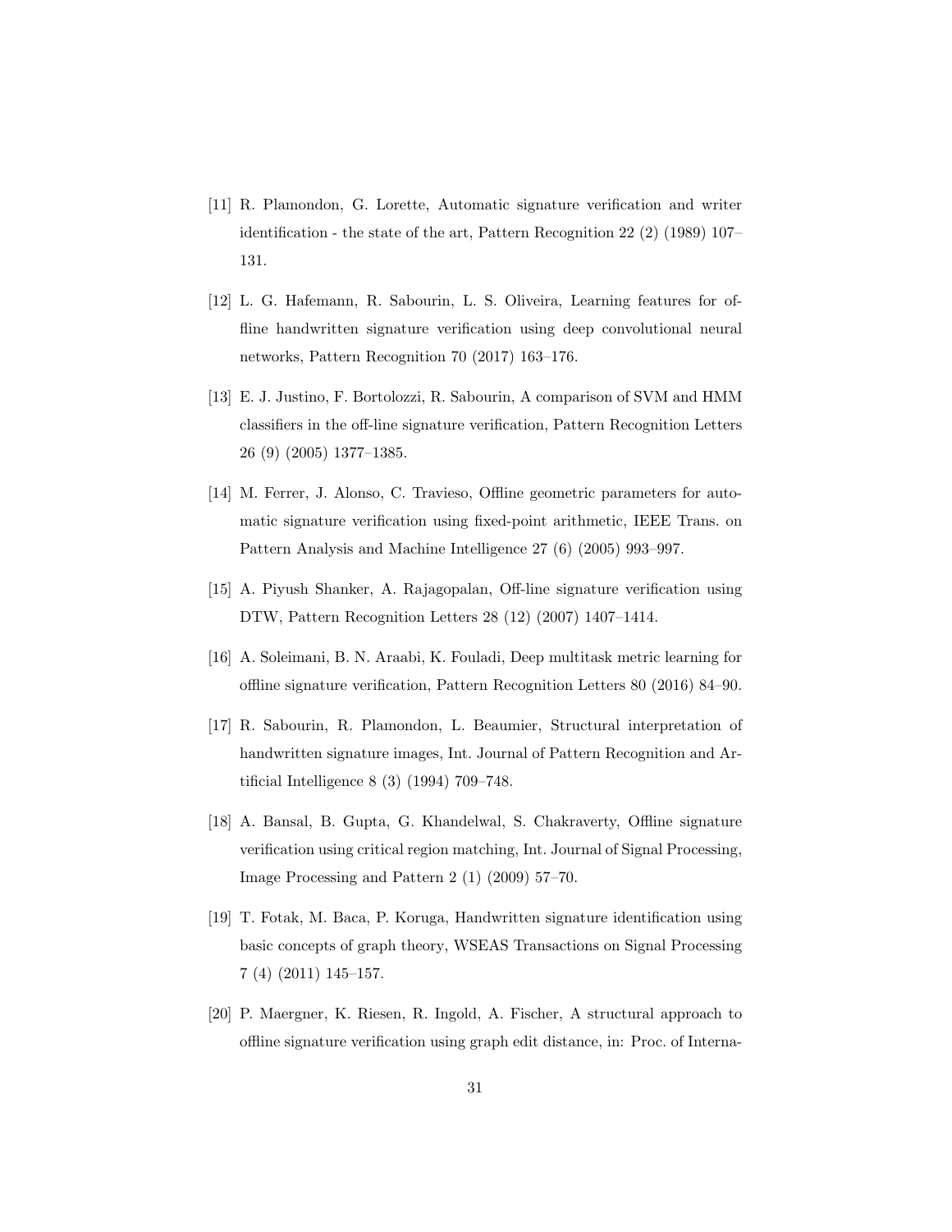[11] R. Plamondon, G. Lorette, Automatic signature verification and writer identification - the state of the art, Pattern Recognition 22 (2) (1989) 107–131.

[12] L. G. Hafemann, R. Sabourin, L. S. Oliveira, Learning features for offline handwritten signature verification using deep convolutional neural networks, Pattern Recognition 70 (2017) 163–176.

[13] E. J. Justino, F. Bortolozzi, R. Sabourin, A comparison of SVM and HMM classifiers in the off-line signature verification, Pattern Recognition Letters 26 (9) (2005) 1377–1385.

[14] M. Ferrer, J. Alonso, C. Travieso, Offline geometric parameters for automatic signature verification using fixed-point arithmetic, IEEE Trans. on Pattern Analysis and Machine Intelligence 27 (6) (2005) 993–997.

[15] A. Piyush Shanker, A. Rajagopalan, Off-line signature verification using DTW, Pattern Recognition Letters 28 (12) (2007) 1407–1414.

[16] A. Soleimani, B. N. Araabi, K. Fouladi, Deep multitask metric learning for offline signature verification, Pattern Recognition Letters 80 (2016) 84–90.

[17] R. Sabourin, R. Plamondon, L. Beaumier, Structural interpretation of handwritten signature images, Int. Journal of Pattern Recognition and Artificial Intelligence 8 (3) (1994) 709–748.

[18] A. Bansal, B. Gupta, G. Khandelwal, S. Chakraverty, Offline signature verification using critical region matching, Int. Journal of Signal Processing, Image Processing and Pattern 2 (1) (2009) 57–70.

[19] T. Fotak, M. Baca, P. Koruga, Handwritten signature identification using basic concepts of graph theory, WSEAS Transactions on Signal Processing 7 (4) (2011) 145–157.

[20] P. Maergner, K. Riesen, R. Ingold, A. Fischer, A structural approach to offline signature verification using graph edit distance, in: Proc. of Interna-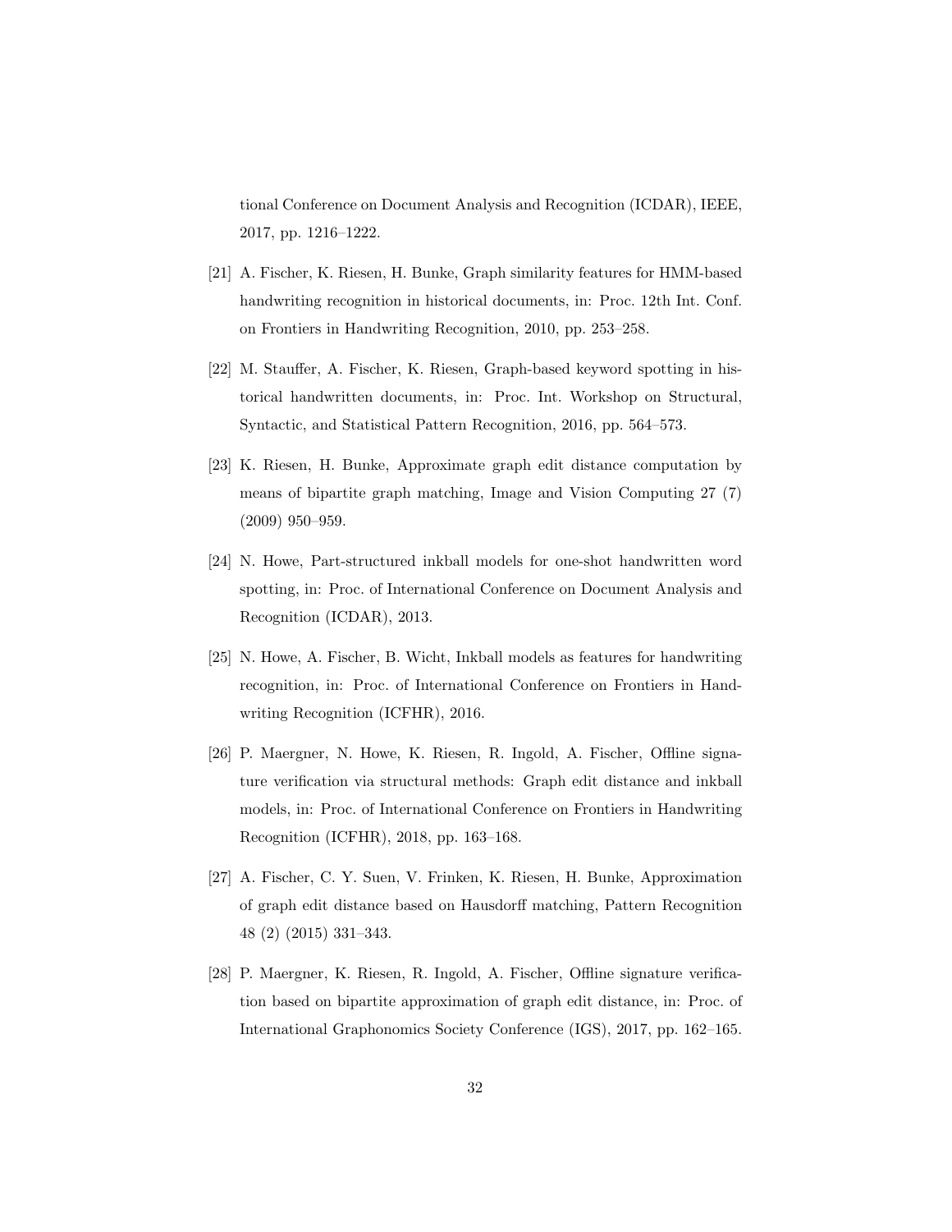tional Conference on Document Analysis and Recognition (ICDAR), IEEE, 2017, pp. 1216–1222.

[21] A. Fischer, K. Riesen, H. Bunke, Graph similarity features for HMM-based handwriting recognition in historical documents, in: Proc. 12th Int. Conf. on Frontiers in Handwriting Recognition, 2010, pp. 253–258.

[22] M. Stauffer, A. Fischer, K. Riesen, Graph-based keyword spotting in historical handwritten documents, in: Proc. Int. Workshop on Structural, Syntactic, and Statistical Pattern Recognition, 2016, pp. 564–573.

[23] K. Riesen, H. Bunke, Approximate graph edit distance computation by means of bipartite graph matching, Image and Vision Computing 27 (7) (2009) 950–959.

[24] N. Howe, Part-structured inkball models for one-shot handwritten word spotting, in: Proc. of International Conference on Document Analysis and Recognition (ICDAR), 2013.

[25] N. Howe, A. Fischer, B. Wicht, Inkball models as features for handwriting recognition, in: Proc. of International Conference on Frontiers in Handwriting Recognition (ICFHR), 2016.

[26] P. Maergner, N. Howe, K. Riesen, R. Ingold, A. Fischer, Offline signature verification via structural methods: Graph edit distance and inkball models, in: Proc. of International Conference on Frontiers in Handwriting Recognition (ICFHR), 2018, pp. 163–168.

[27] A. Fischer, C. Y. Suen, V. Frinken, K. Riesen, H. Bunke, Approximation of graph edit distance based on Hausdorff matching, Pattern Recognition 48 (2) (2015) 331–343.

[28] P. Maergner, K. Riesen, R. Ingold, A. Fischer, Offline signature verification based on bipartite approximation of graph edit distance, in: Proc. of International Graphonomics Society Conference (IGS), 2017, pp. 162–165.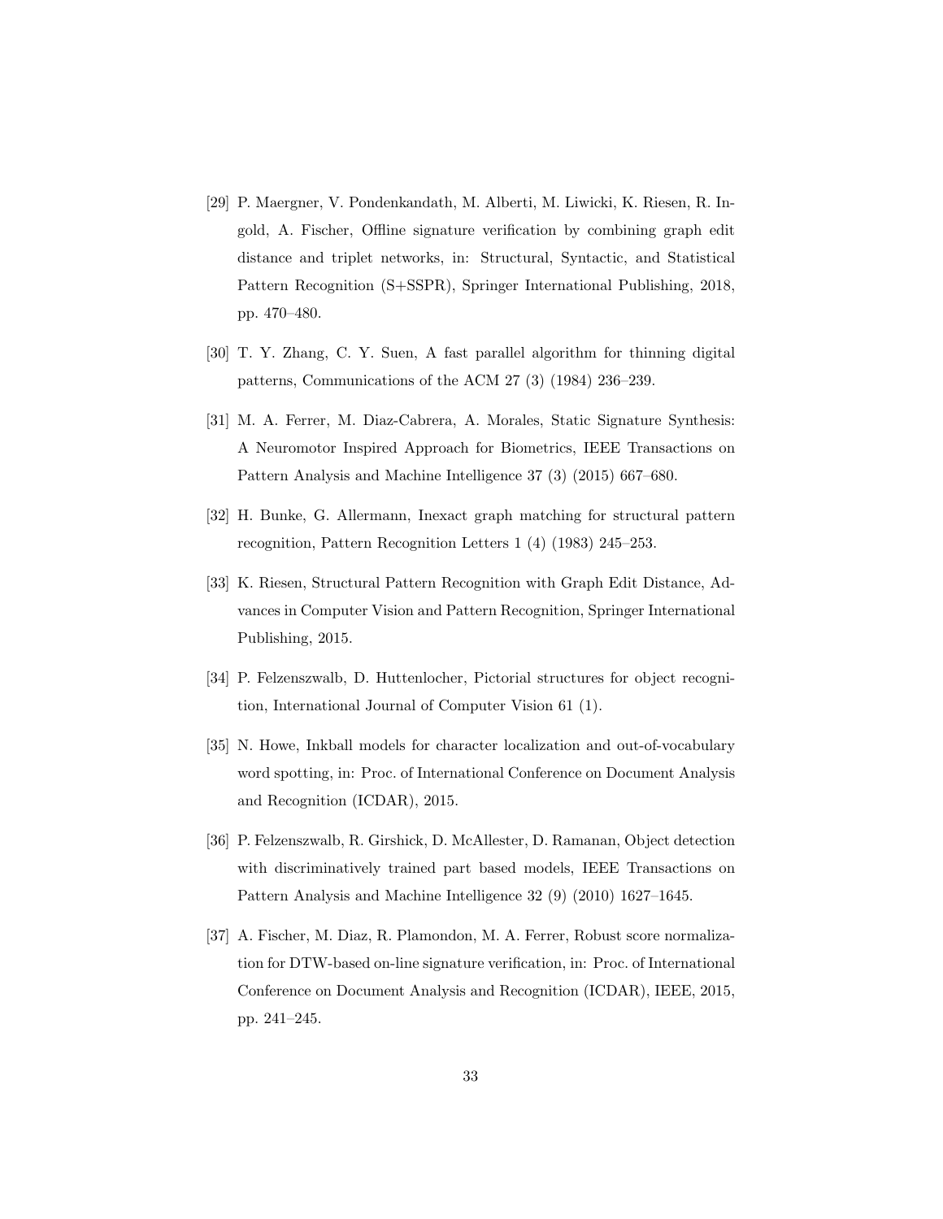[29] P. Maergner, V. Pondenkandath, M. Alberti, M. Liwicki, K. Riesen, R. Ingold, A. Fischer, Offline signature verification by combining graph edit distance and triplet networks, in: Structural, Syntactic, and Statistical Pattern Recognition (S+SSPR), Springer International Publishing, 2018, pp. 470–480.

[30] T. Y. Zhang, C. Y. Suen, A fast parallel algorithm for thinning digital patterns, Communications of the ACM 27 (3) (1984) 236–239.

[31] M. A. Ferrer, M. Diaz-Cabrera, A. Morales, Static Signature Synthesis: A Neuromotor Inspired Approach for Biometrics, IEEE Transactions on Pattern Analysis and Machine Intelligence 37 (3) (2015) 667–680.

[32] H. Bunke, G. Allermann, Inexact graph matching for structural pattern recognition, Pattern Recognition Letters 1 (4) (1983) 245–253.

[33] K. Riesen, Structural Pattern Recognition with Graph Edit Distance, Advances in Computer Vision and Pattern Recognition, Springer International Publishing, 2015.

[34] P. Felzenszwalb, D. Huttenlocher, Pictorial structures for object recognition, International Journal of Computer Vision 61 (1).

[35] N. Howe, Inkball models for character localization and out-of-vocabulary word spotting, in: Proc. of International Conference on Document Analysis and Recognition (ICDAR), 2015.

[36] P. Felzenszwalb, R. Girshick, D. McAllester, D. Ramanan, Object detection with discriminatively trained part based models, IEEE Transactions on Pattern Analysis and Machine Intelligence 32 (9) (2010) 1627–1645.

[37] A. Fischer, M. Diaz, R. Plamondon, M. A. Ferrer, Robust score normalization for DTW-based on-line signature verification, in: Proc. of International Conference on Document Analysis and Recognition (ICDAR), IEEE, 2015, pp. 241–245.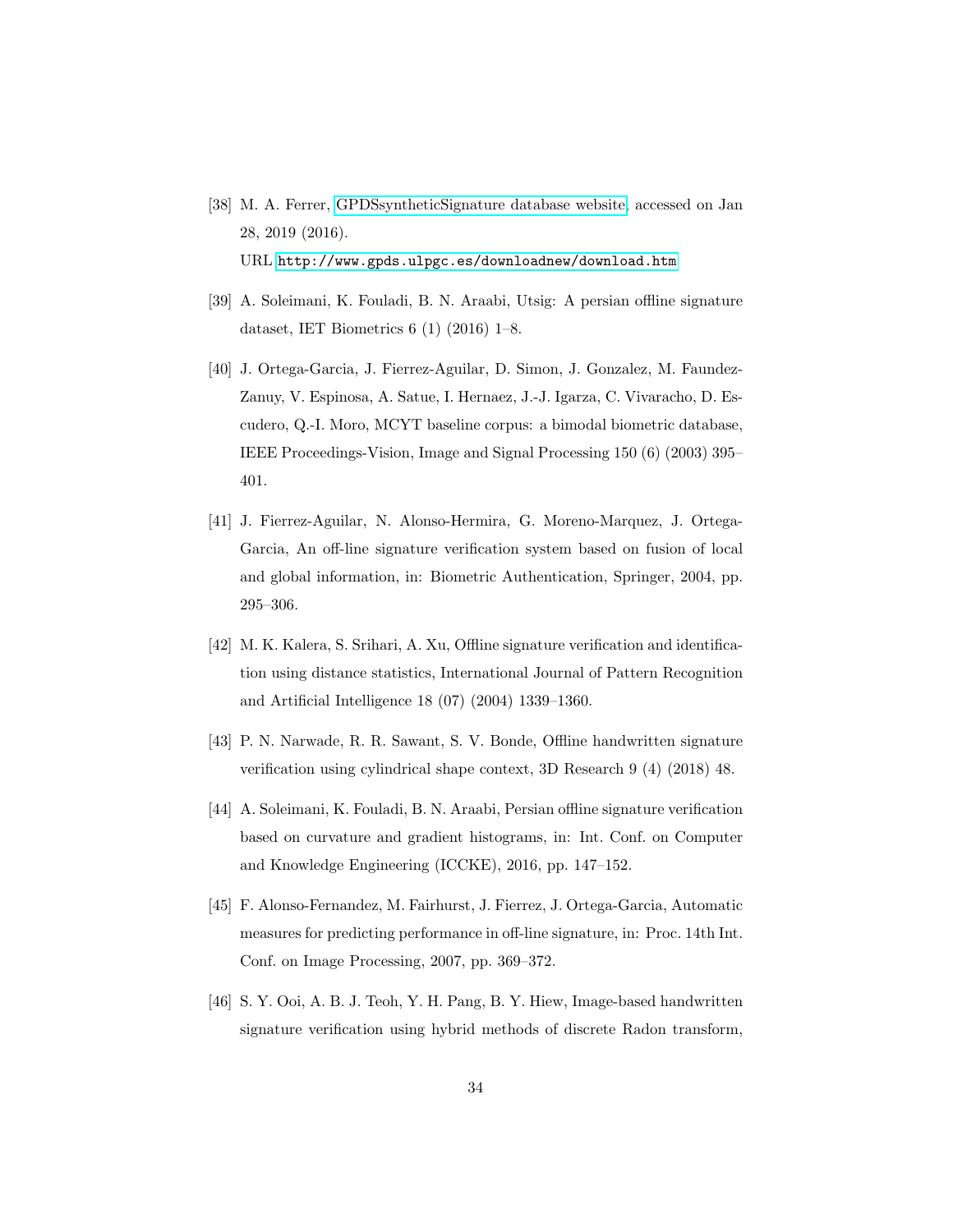[38] M. A. Ferrer, GPDSsyntheticSignature database website, accessed on Jan 28, 2019 (2016).
URL `http://www.gpds.ulpgc.es/downloadnew/download.htm`

[39] A. Soleimani, K. Fouladi, B. N. Araabi, Utsig: A persian offline signature dataset, IET Biometrics 6 (1) (2016) 1–8.

[40] J. Ortega-Garcia, J. Fierrez-Aguilar, D. Simon, J. Gonzalez, M. Faundez-Zanuy, V. Espinosa, A. Satue, I. Hernaez, J.-J. Igarza, C. Vivaracho, D. Escudero, Q.-I. Moro, MCYT baseline corpus: a bimodal biometric database, IEEE Proceedings-Vision, Image and Signal Processing 150 (6) (2003) 395–401.

[41] J. Fierrez-Aguilar, N. Alonso-Hermira, G. Moreno-Marquez, J. Ortega-Garcia, An off-line signature verification system based on fusion of local and global information, in: Biometric Authentication, Springer, 2004, pp. 295–306.

[42] M. K. Kalera, S. Srihari, A. Xu, Offline signature verification and identification using distance statistics, International Journal of Pattern Recognition and Artificial Intelligence 18 (07) (2004) 1339–1360.

[43] P. N. Narwade, R. R. Sawant, S. V. Bonde, Offline handwritten signature verification using cylindrical shape context, 3D Research 9 (4) (2018) 48.

[44] A. Soleimani, K. Fouladi, B. N. Araabi, Persian offline signature verification based on curvature and gradient histograms, in: Int. Conf. on Computer and Knowledge Engineering (ICCKE), 2016, pp. 147–152.

[45] F. Alonso-Fernandez, M. Fairhurst, J. Fierrez, J. Ortega-Garcia, Automatic measures for predicting performance in off-line signature, in: Proc. 14th Int. Conf. on Image Processing, 2007, pp. 369–372.

[46] S. Y. Ooi, A. B. J. Teoh, Y. H. Pang, B. Y. Hiew, Image-based handwritten signature verification using hybrid methods of discrete Radon transform,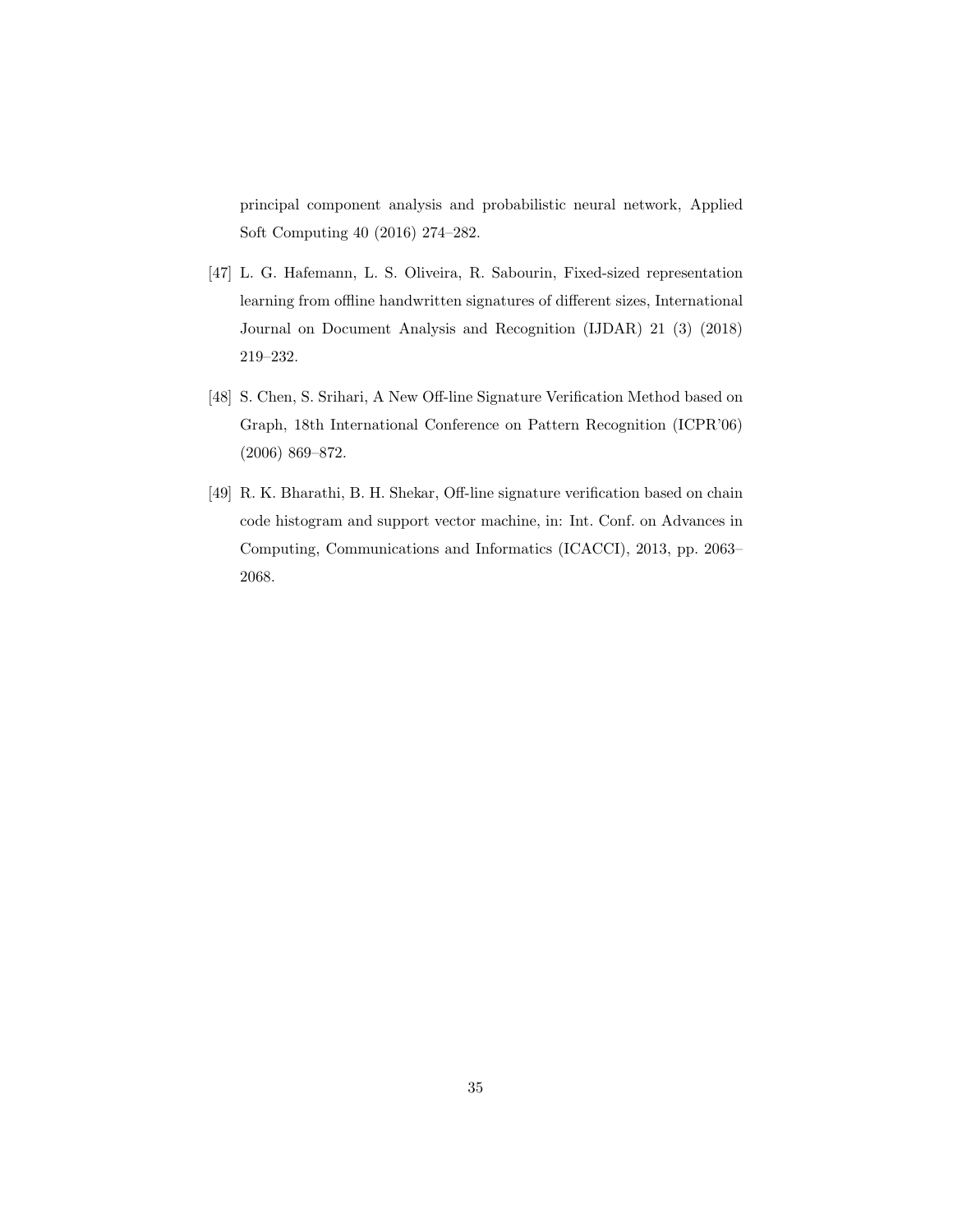principal component analysis and probabilistic neural network, Applied Soft Computing 40 (2016) 274–282.

[47] L. G. Hafemann, L. S. Oliveira, R. Sabourin, Fixed-sized representation learning from offline handwritten signatures of different sizes, International Journal on Document Analysis and Recognition (IJDAR) 21 (3) (2018) 219–232.

[48] S. Chen, S. Srihari, A New Off-line Signature Verification Method based on Graph, 18th International Conference on Pattern Recognition (ICPR'06) (2006) 869–872.

[49] R. K. Bharathi, B. H. Shekar, Off-line signature verification based on chain code histogram and support vector machine, in: Int. Conf. on Advances in Computing, Communications and Informatics (ICACCI), 2013, pp. 2063–2068.